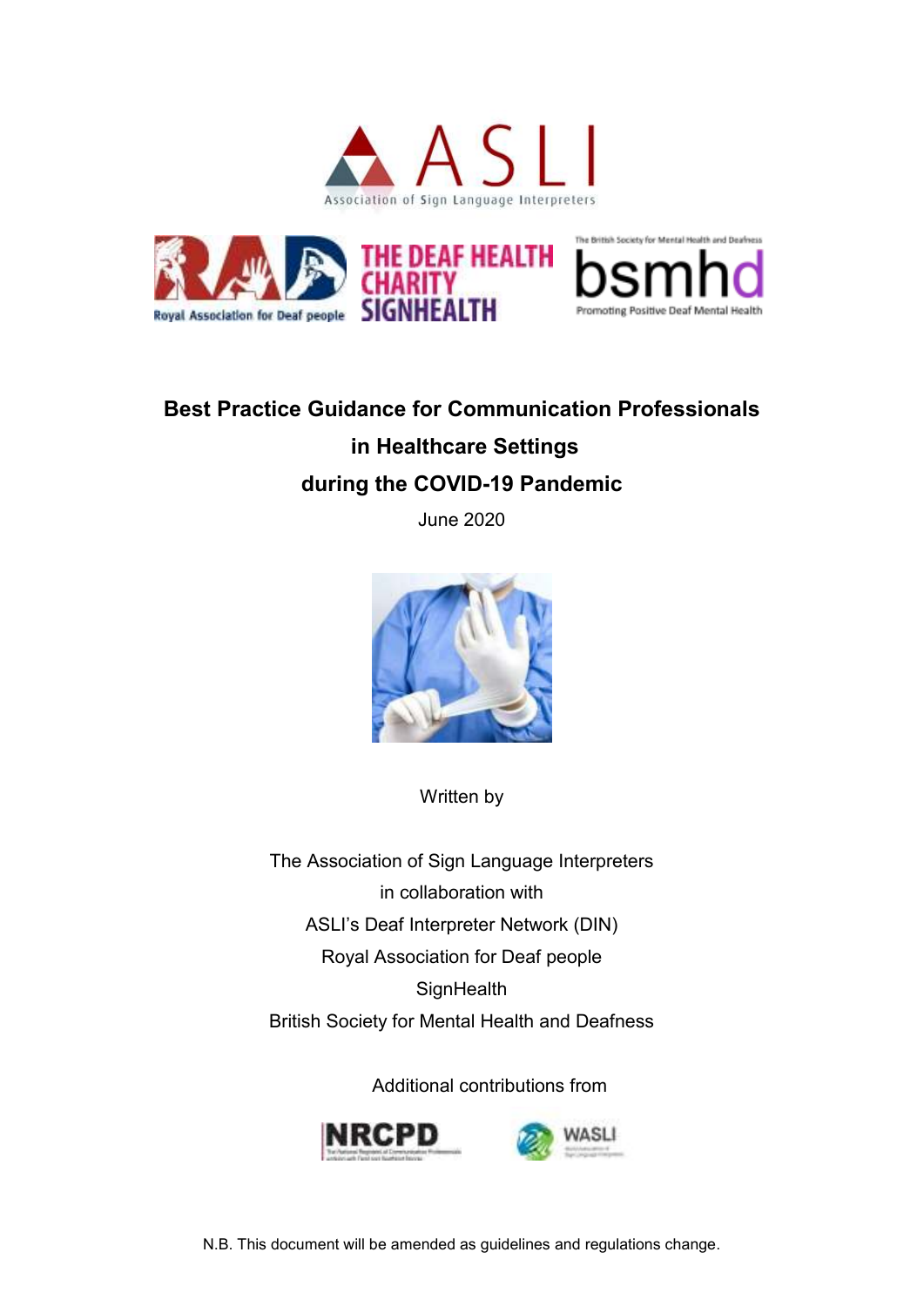# Best Practice Guidance for Communication Professionals in Healthcare Settings during the COVID-19 Pandemic

June 2020

Written by

The Association of Sign Language Interpreters
in collaboration with
ASLI's Deaf Interpreter Network (DIN)
Royal Association for Deaf people
SignHealth
British Society for Mental Health and Deafness

Additional contributions from

NRCPD

WASLI

N.B. This document will be amended as guidelines and regulations change.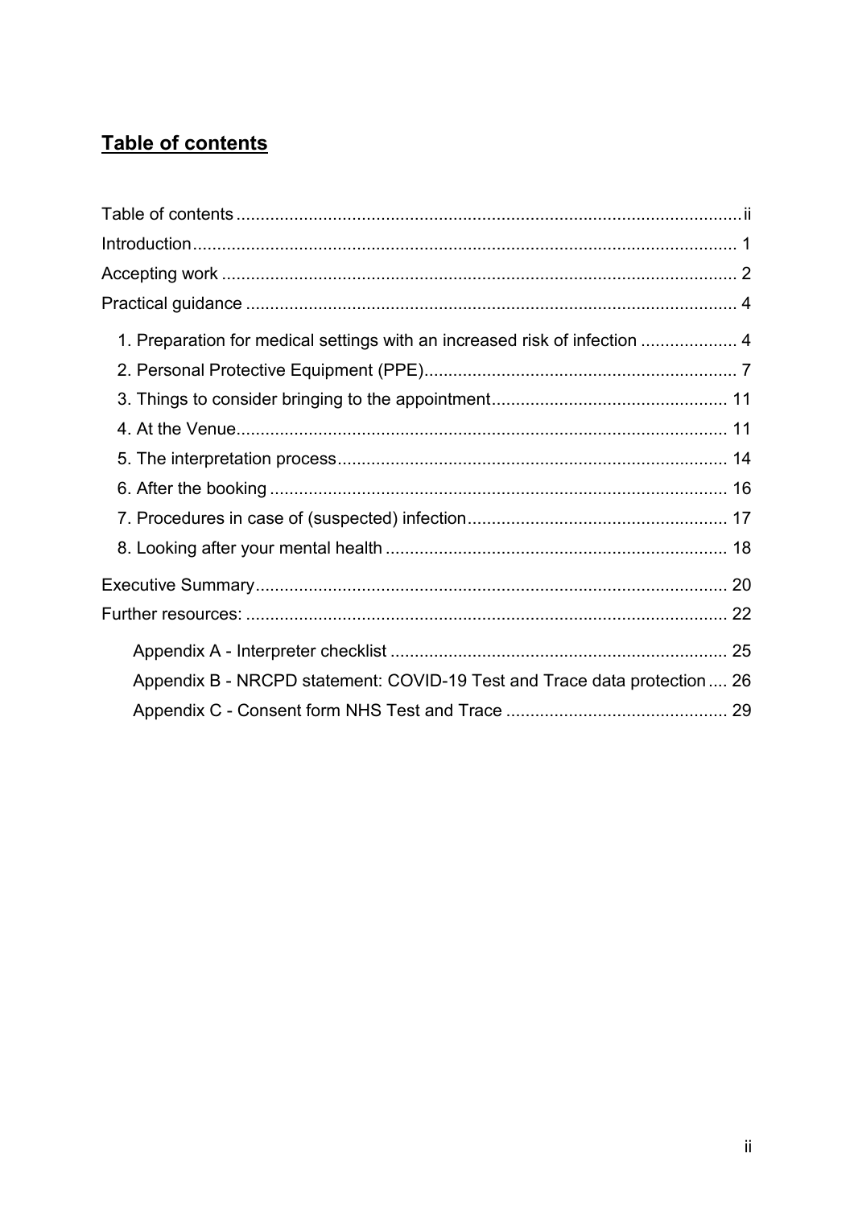## Table of contents

Table of contents ........................................................................................................ ii
Introduction ................................................................................................................ 1
Accepting work .......................................................................................................... 2
Practical guidance ..................................................................................................... 4

- 1. Preparation for medical settings with an increased risk of infection .................... 4
- 2. Personal Protective Equipment (PPE) ................................................................. 7
- 3. Things to consider bringing to the appointment ................................................. 11
- 4. At the Venue ...................................................................................................... 11
- 5. The interpretation process ................................................................................. 14
- 6. After the booking ............................................................................................... 16
- 7. Procedures in case of (suspected) infection ...................................................... 17
- 8. Looking after your mental health ....................................................................... 18

Executive Summary ................................................................................................. 20
Further resources: ................................................................................................... 22

- Appendix A - Interpreter checklist ..................................................................... 25
- Appendix B - NRCPD statement: COVID-19 Test and Trace data protection .... 26
- Appendix C - Consent form NHS Test and Trace ............................................. 29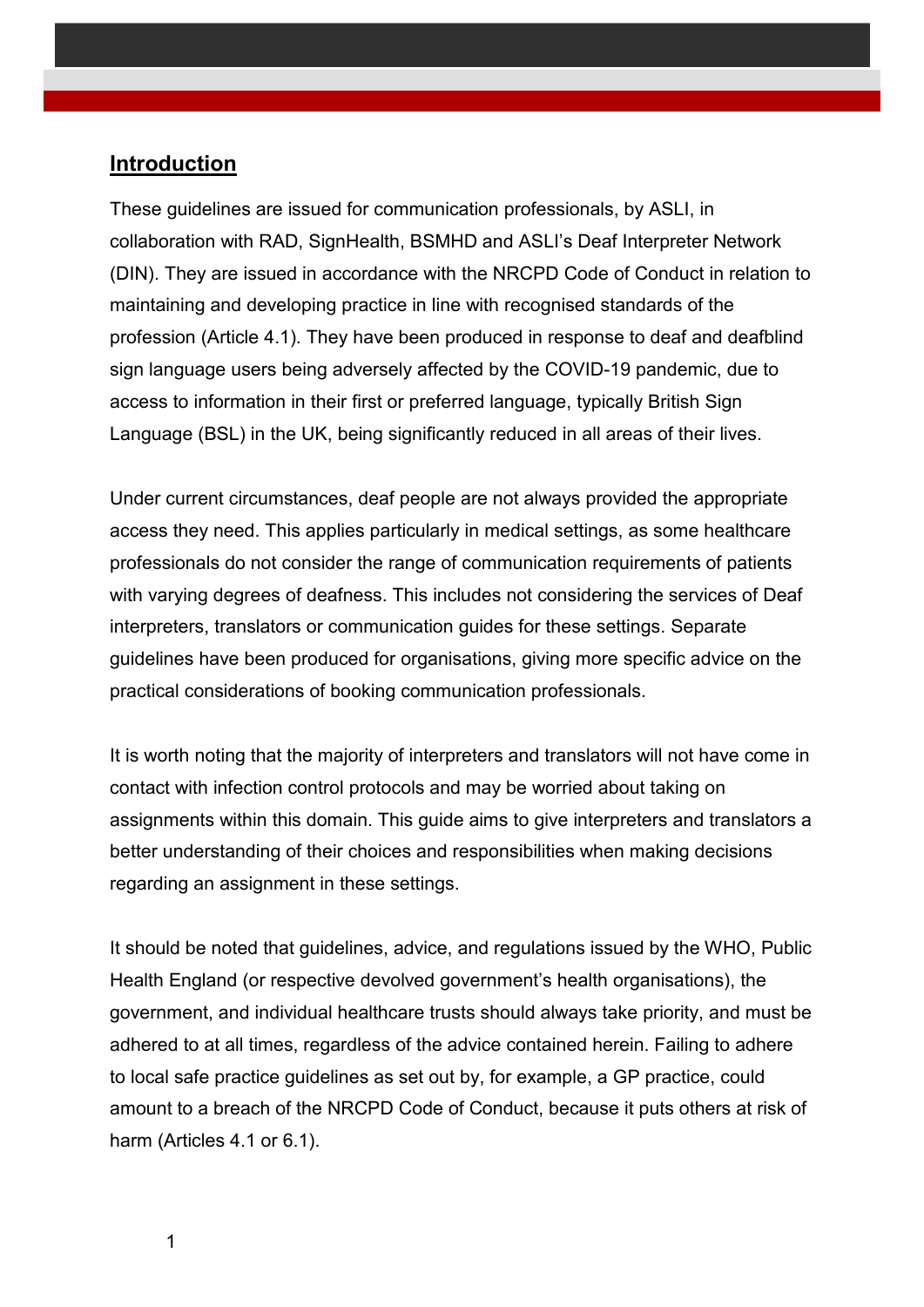## Introduction

These guidelines are issued for communication professionals, by ASLI, in collaboration with RAD, SignHealth, BSMHD and ASLI's Deaf Interpreter Network (DIN). They are issued in accordance with the NRCPD Code of Conduct in relation to maintaining and developing practice in line with recognised standards of the profession (Article 4.1). They have been produced in response to deaf and deafblind sign language users being adversely affected by the COVID-19 pandemic, due to access to information in their first or preferred language, typically British Sign Language (BSL) in the UK, being significantly reduced in all areas of their lives.

Under current circumstances, deaf people are not always provided the appropriate access they need. This applies particularly in medical settings, as some healthcare professionals do not consider the range of communication requirements of patients with varying degrees of deafness. This includes not considering the services of Deaf interpreters, translators or communication guides for these settings. Separate guidelines have been produced for organisations, giving more specific advice on the practical considerations of booking communication professionals.

It is worth noting that the majority of interpreters and translators will not have come in contact with infection control protocols and may be worried about taking on assignments within this domain. This guide aims to give interpreters and translators a better understanding of their choices and responsibilities when making decisions regarding an assignment in these settings.

It should be noted that guidelines, advice, and regulations issued by the WHO, Public Health England (or respective devolved government's health organisations), the government, and individual healthcare trusts should always take priority, and must be adhered to at all times, regardless of the advice contained herein. Failing to adhere to local safe practice guidelines as set out by, for example, a GP practice, could amount to a breach of the NRCPD Code of Conduct, because it puts others at risk of harm (Articles 4.1 or 6.1).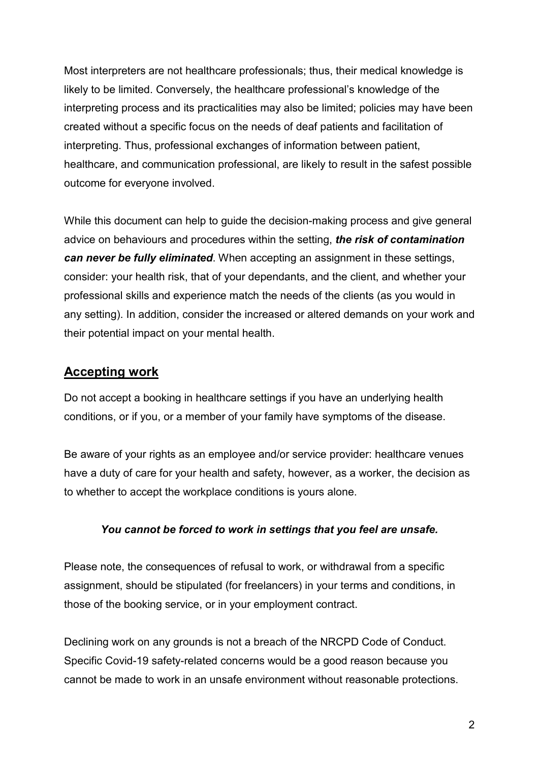Most interpreters are not healthcare professionals; thus, their medical knowledge is likely to be limited. Conversely, the healthcare professional's knowledge of the interpreting process and its practicalities may also be limited; policies may have been created without a specific focus on the needs of deaf patients and facilitation of interpreting. Thus, professional exchanges of information between patient, healthcare, and communication professional, are likely to result in the safest possible outcome for everyone involved.

While this document can help to guide the decision-making process and give general advice on behaviours and procedures within the setting, ***the risk of contamination can never be fully eliminated***. When accepting an assignment in these settings, consider: your health risk, that of your dependants, and the client, and whether your professional skills and experience match the needs of the clients (as you would in any setting). In addition, consider the increased or altered demands on your work and their potential impact on your mental health.

## Accepting work

Do not accept a booking in healthcare settings if you have an underlying health conditions, or if you, or a member of your family have symptoms of the disease.

Be aware of your rights as an employee and/or service provider: healthcare venues have a duty of care for your health and safety, however, as a worker, the decision as to whether to accept the workplace conditions is yours alone.

***You cannot be forced to work in settings that you feel are unsafe.***

Please note, the consequences of refusal to work, or withdrawal from a specific assignment, should be stipulated (for freelancers) in your terms and conditions, in those of the booking service, or in your employment contract.

Declining work on any grounds is not a breach of the NRCPD Code of Conduct. Specific Covid-19 safety-related concerns would be a good reason because you cannot be made to work in an unsafe environment without reasonable protections.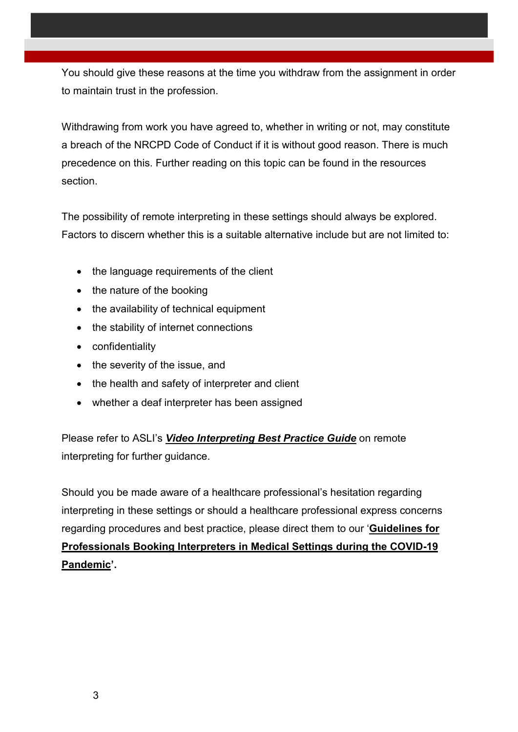You should give these reasons at the time you withdraw from the assignment in order to maintain trust in the profession.

Withdrawing from work you have agreed to, whether in writing or not, may constitute a breach of the NRCPD Code of Conduct if it is without good reason. There is much precedence on this. Further reading on this topic can be found in the resources section.

The possibility of remote interpreting in these settings should always be explored. Factors to discern whether this is a suitable alternative include but are not limited to:

- the language requirements of the client
- the nature of the booking
- the availability of technical equipment
- the stability of internet connections
- confidentiality
- the severity of the issue, and
- the health and safety of interpreter and client
- whether a deaf interpreter has been assigned

Please refer to ASLI's ***Video Interpreting Best Practice Guide*** on remote interpreting for further guidance.

Should you be made aware of a healthcare professional's hesitation regarding interpreting in these settings or should a healthcare professional express concerns regarding procedures and best practice, please direct them to our '**Guidelines for Professionals Booking Interpreters in Medical Settings during the COVID-19 Pandemic'.**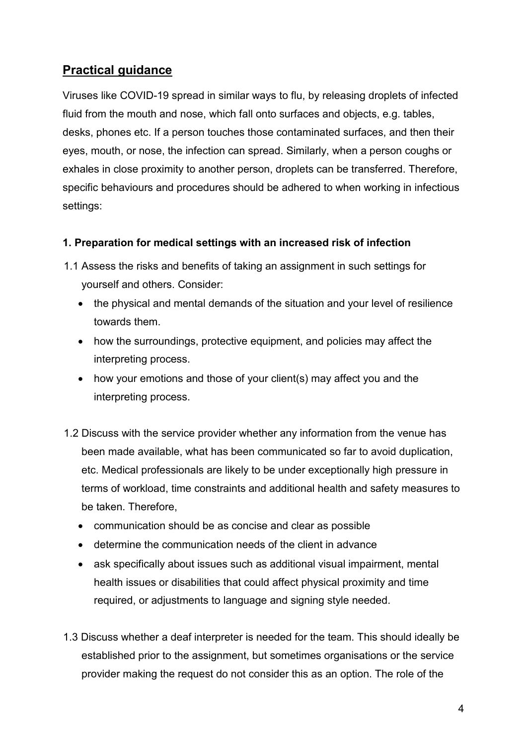## Practical guidance

Viruses like COVID-19 spread in similar ways to flu, by releasing droplets of infected fluid from the mouth and nose, which fall onto surfaces and objects, e.g. tables, desks, phones etc. If a person touches those contaminated surfaces, and then their eyes, mouth, or nose, the infection can spread. Similarly, when a person coughs or exhales in close proximity to another person, droplets can be transferred. Therefore, specific behaviours and procedures should be adhered to when working in infectious settings:

### 1. Preparation for medical settings with an increased risk of infection

1.1 Assess the risks and benefits of taking an assignment in such settings for yourself and others. Consider:

- the physical and mental demands of the situation and your level of resilience towards them.
- how the surroundings, protective equipment, and policies may affect the interpreting process.
- how your emotions and those of your client(s) may affect you and the interpreting process.

1.2 Discuss with the service provider whether any information from the venue has been made available, what has been communicated so far to avoid duplication, etc. Medical professionals are likely to be under exceptionally high pressure in terms of workload, time constraints and additional health and safety measures to be taken. Therefore,

- communication should be as concise and clear as possible
- determine the communication needs of the client in advance
- ask specifically about issues such as additional visual impairment, mental health issues or disabilities that could affect physical proximity and time required, or adjustments to language and signing style needed.

1.3 Discuss whether a deaf interpreter is needed for the team. This should ideally be established prior to the assignment, but sometimes organisations or the service provider making the request do not consider this as an option. The role of the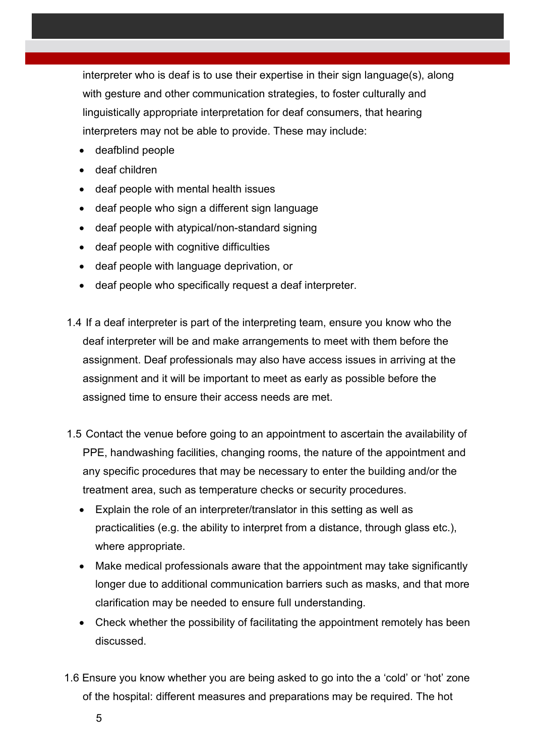interpreter who is deaf is to use their expertise in their sign language(s), along with gesture and other communication strategies, to foster culturally and linguistically appropriate interpretation for deaf consumers, that hearing interpreters may not be able to provide. These may include:

- deafblind people
- deaf children
- deaf people with mental health issues
- deaf people who sign a different sign language
- deaf people with atypical/non-standard signing
- deaf people with cognitive difficulties
- deaf people with language deprivation, or
- deaf people who specifically request a deaf interpreter.

1.4 If a deaf interpreter is part of the interpreting team, ensure you know who the deaf interpreter will be and make arrangements to meet with them before the assignment. Deaf professionals may also have access issues in arriving at the assignment and it will be important to meet as early as possible before the assigned time to ensure their access needs are met.

1.5 Contact the venue before going to an appointment to ascertain the availability of PPE, handwashing facilities, changing rooms, the nature of the appointment and any specific procedures that may be necessary to enter the building and/or the treatment area, such as temperature checks or security procedures.

- Explain the role of an interpreter/translator in this setting as well as practicalities (e.g. the ability to interpret from a distance, through glass etc.), where appropriate.
- Make medical professionals aware that the appointment may take significantly longer due to additional communication barriers such as masks, and that more clarification may be needed to ensure full understanding.
- Check whether the possibility of facilitating the appointment remotely has been discussed.

1.6 Ensure you know whether you are being asked to go into the a 'cold' or 'hot' zone of the hospital: different measures and preparations may be required. The hot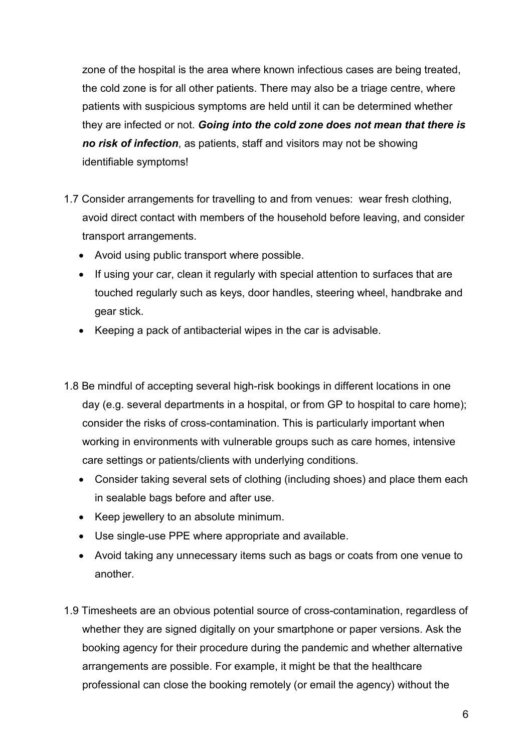zone of the hospital is the area where known infectious cases are being treated, the cold zone is for all other patients. There may also be a triage centre, where patients with suspicious symptoms are held until it can be determined whether they are infected or not. ***Going into the cold zone does not mean that there is no risk of infection***, as patients, staff and visitors may not be showing identifiable symptoms!

1.7 Consider arrangements for travelling to and from venues: wear fresh clothing, avoid direct contact with members of the household before leaving, and consider transport arrangements.

- Avoid using public transport where possible.
- If using your car, clean it regularly with special attention to surfaces that are touched regularly such as keys, door handles, steering wheel, handbrake and gear stick.
- Keeping a pack of antibacterial wipes in the car is advisable.

1.8 Be mindful of accepting several high-risk bookings in different locations in one day (e.g. several departments in a hospital, or from GP to hospital to care home); consider the risks of cross-contamination. This is particularly important when working in environments with vulnerable groups such as care homes, intensive care settings or patients/clients with underlying conditions.

- Consider taking several sets of clothing (including shoes) and place them each in sealable bags before and after use.
- Keep jewellery to an absolute minimum.
- Use single-use PPE where appropriate and available.
- Avoid taking any unnecessary items such as bags or coats from one venue to another.

1.9 Timesheets are an obvious potential source of cross-contamination, regardless of whether they are signed digitally on your smartphone or paper versions. Ask the booking agency for their procedure during the pandemic and whether alternative arrangements are possible. For example, it might be that the healthcare professional can close the booking remotely (or email the agency) without the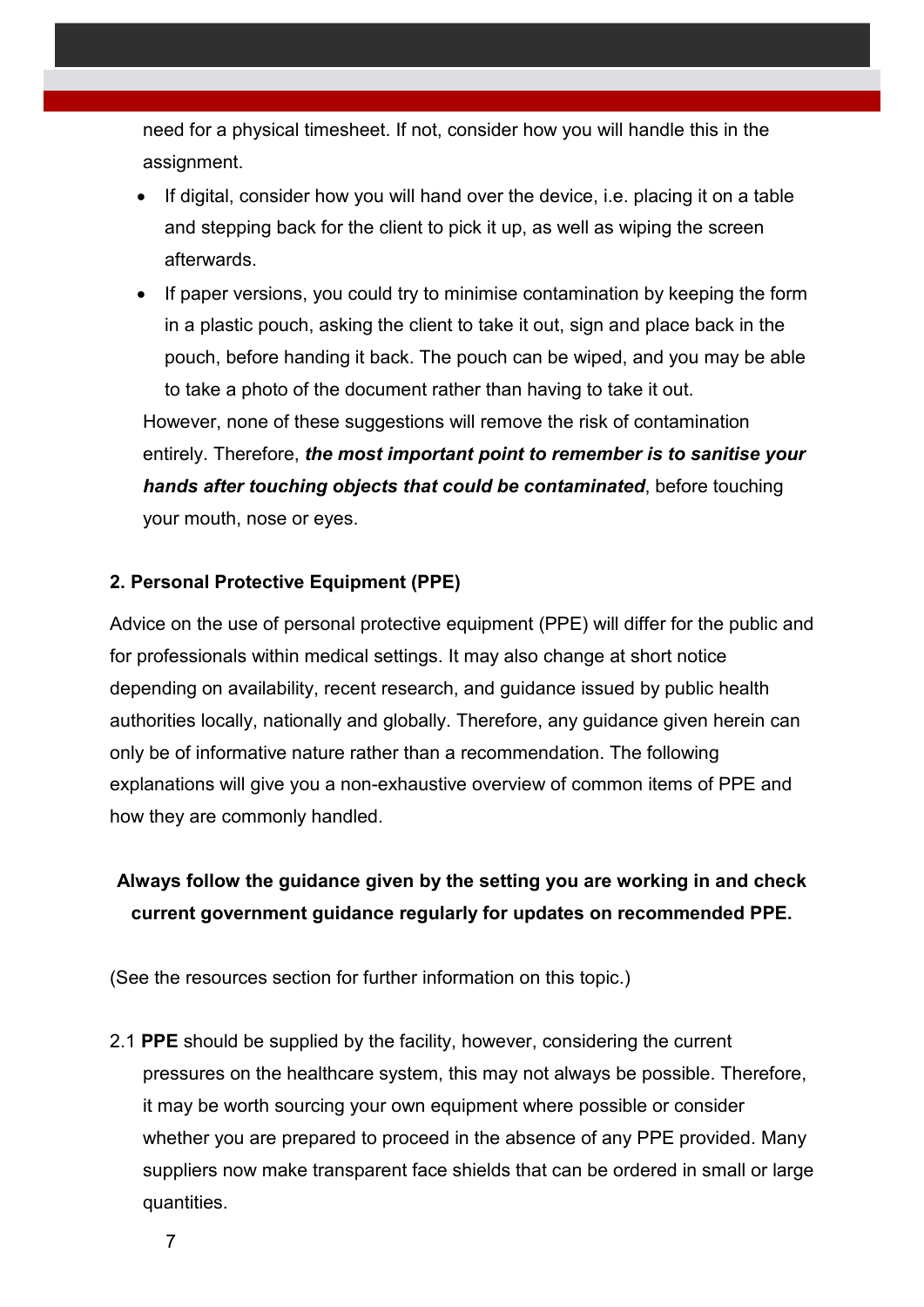need for a physical timesheet. If not, consider how you will handle this in the assignment.

- If digital, consider how you will hand over the device, i.e. placing it on a table and stepping back for the client to pick it up, as well as wiping the screen afterwards.
- If paper versions, you could try to minimise contamination by keeping the form in a plastic pouch, asking the client to take it out, sign and place back in the pouch, before handing it back. The pouch can be wiped, and you may be able to take a photo of the document rather than having to take it out.

However, none of these suggestions will remove the risk of contamination entirely. Therefore, ***the most important point to remember is to sanitise your hands after touching objects that could be contaminated***, before touching your mouth, nose or eyes.

### 2. Personal Protective Equipment (PPE)

Advice on the use of personal protective equipment (PPE) will differ for the public and for professionals within medical settings. It may also change at short notice depending on availability, recent research, and guidance issued by public health authorities locally, nationally and globally. Therefore, any guidance given herein can only be of informative nature rather than a recommendation. The following explanations will give you a non-exhaustive overview of common items of PPE and how they are commonly handled.

**Always follow the guidance given by the setting you are working in and check current government guidance regularly for updates on recommended PPE.**

(See the resources section for further information on this topic.)

2.1 **PPE** should be supplied by the facility, however, considering the current pressures on the healthcare system, this may not always be possible. Therefore, it may be worth sourcing your own equipment where possible or consider whether you are prepared to proceed in the absence of any PPE provided. Many suppliers now make transparent face shields that can be ordered in small or large quantities.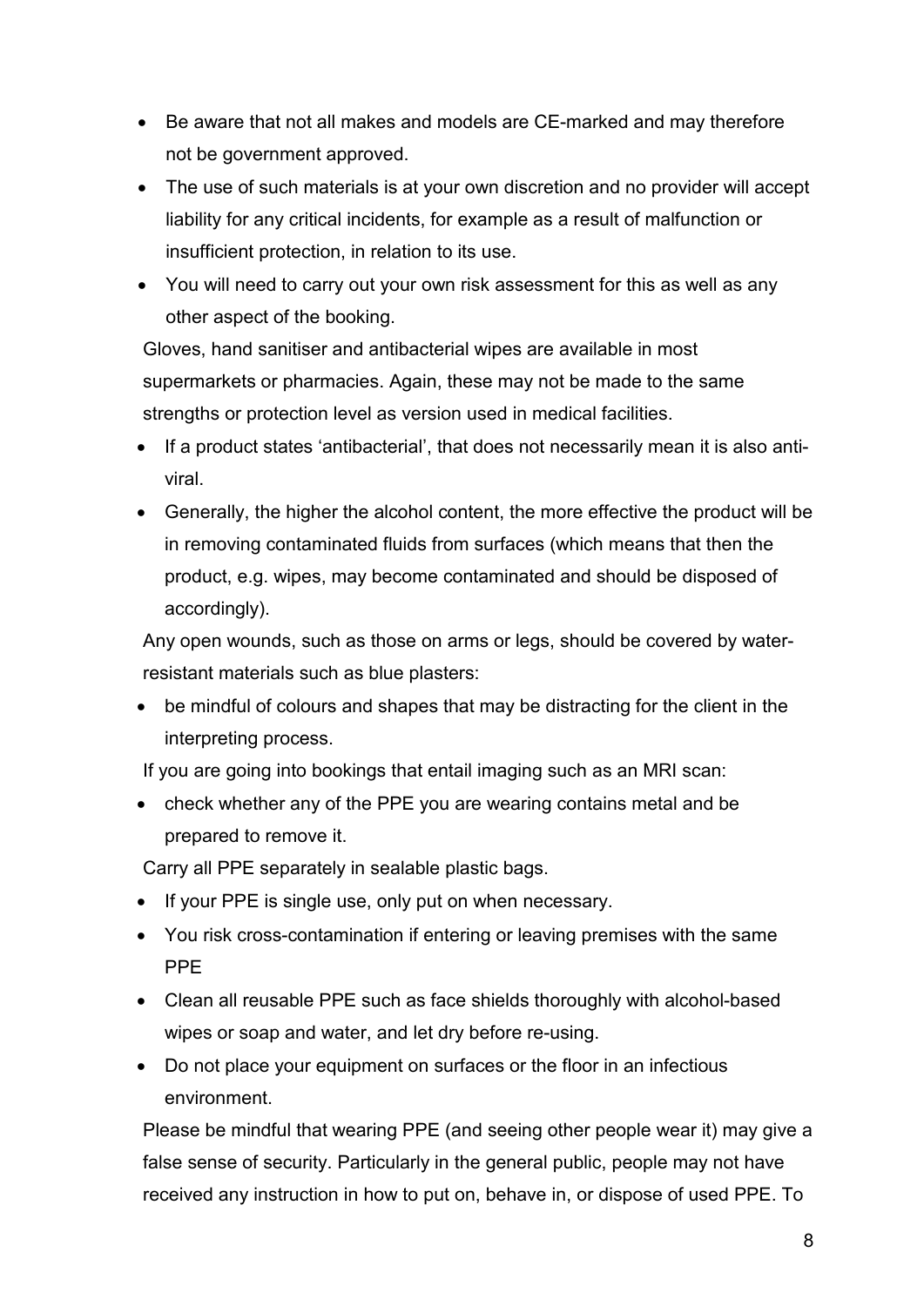- Be aware that not all makes and models are CE-marked and may therefore not be government approved.
- The use of such materials is at your own discretion and no provider will accept liability for any critical incidents, for example as a result of malfunction or insufficient protection, in relation to its use.
- You will need to carry out your own risk assessment for this as well as any other aspect of the booking.

Gloves, hand sanitiser and antibacterial wipes are available in most supermarkets or pharmacies. Again, these may not be made to the same strengths or protection level as version used in medical facilities.

- If a product states 'antibacterial', that does not necessarily mean it is also anti-viral.
- Generally, the higher the alcohol content, the more effective the product will be in removing contaminated fluids from surfaces (which means that then the product, e.g. wipes, may become contaminated and should be disposed of accordingly).

Any open wounds, such as those on arms or legs, should be covered by water-resistant materials such as blue plasters:

- be mindful of colours and shapes that may be distracting for the client in the interpreting process.

If you are going into bookings that entail imaging such as an MRI scan:

- check whether any of the PPE you are wearing contains metal and be prepared to remove it.

Carry all PPE separately in sealable plastic bags.

- If your PPE is single use, only put on when necessary.
- You risk cross-contamination if entering or leaving premises with the same PPE
- Clean all reusable PPE such as face shields thoroughly with alcohol-based wipes or soap and water, and let dry before re-using.
- Do not place your equipment on surfaces or the floor in an infectious environment.

Please be mindful that wearing PPE (and seeing other people wear it) may give a false sense of security. Particularly in the general public, people may not have received any instruction in how to put on, behave in, or dispose of used PPE. To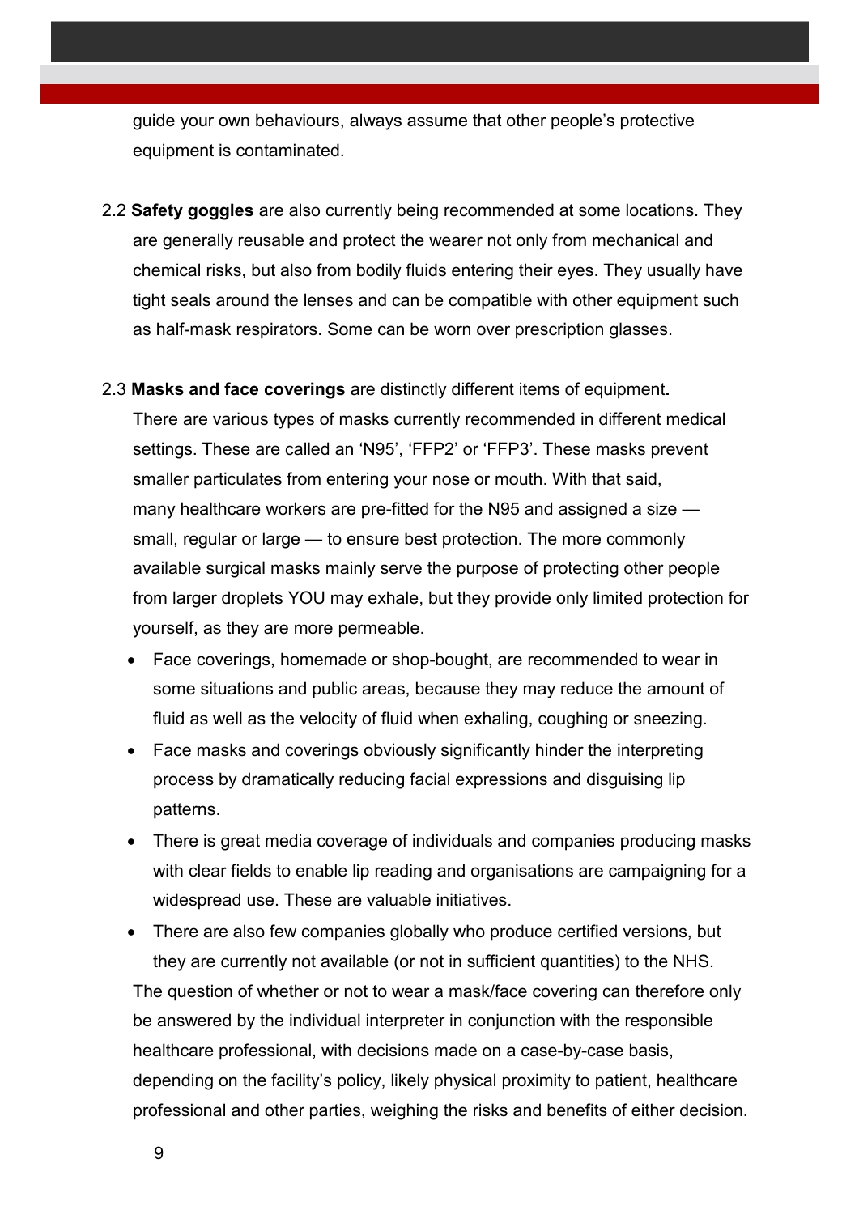guide your own behaviours, always assume that other people's protective equipment is contaminated.

2.2 **Safety goggles** are also currently being recommended at some locations. They are generally reusable and protect the wearer not only from mechanical and chemical risks, but also from bodily fluids entering their eyes. They usually have tight seals around the lenses and can be compatible with other equipment such as half-mask respirators. Some can be worn over prescription glasses.

2.3 **Masks and face coverings** are distinctly different items of equipment**.** There are various types of masks currently recommended in different medical settings. These are called an 'N95', 'FFP2' or 'FFP3'. These masks prevent smaller particulates from entering your nose or mouth. With that said, many healthcare workers are pre-fitted for the N95 and assigned a size — small, regular or large — to ensure best protection. The more commonly available surgical masks mainly serve the purpose of protecting other people from larger droplets YOU may exhale, but they provide only limited protection for yourself, as they are more permeable.

- Face coverings, homemade or shop-bought, are recommended to wear in some situations and public areas, because they may reduce the amount of fluid as well as the velocity of fluid when exhaling, coughing or sneezing.
- Face masks and coverings obviously significantly hinder the interpreting process by dramatically reducing facial expressions and disguising lip patterns.
- There is great media coverage of individuals and companies producing masks with clear fields to enable lip reading and organisations are campaigning for a widespread use. These are valuable initiatives.
- There are also few companies globally who produce certified versions, but they are currently not available (or not in sufficient quantities) to the NHS.

The question of whether or not to wear a mask/face covering can therefore only be answered by the individual interpreter in conjunction with the responsible healthcare professional, with decisions made on a case-by-case basis, depending on the facility's policy, likely physical proximity to patient, healthcare professional and other parties, weighing the risks and benefits of either decision.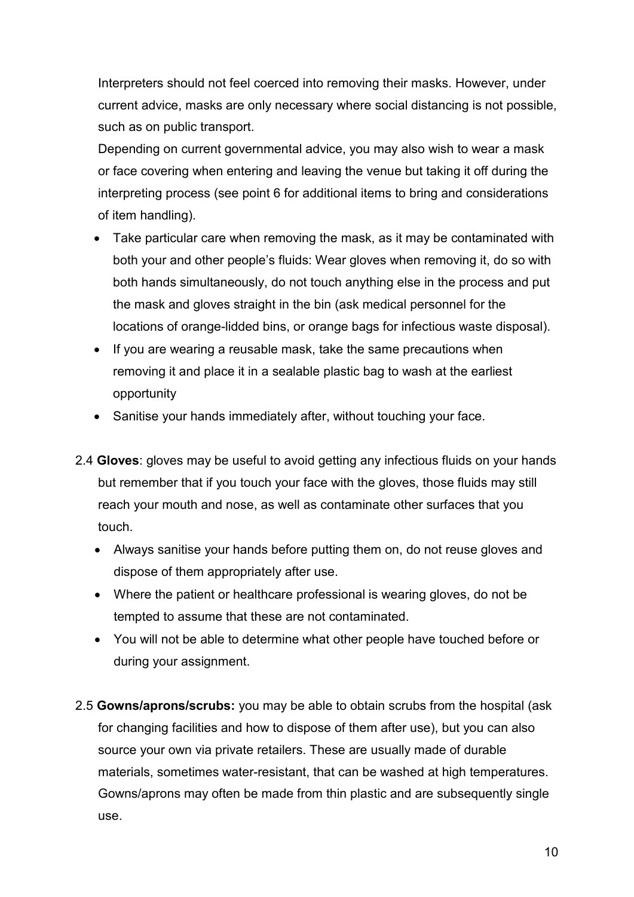Interpreters should not feel coerced into removing their masks. However, under current advice, masks are only necessary where social distancing is not possible, such as on public transport.

Depending on current governmental advice, you may also wish to wear a mask or face covering when entering and leaving the venue but taking it off during the interpreting process (see point 6 for additional items to bring and considerations of item handling).

- Take particular care when removing the mask, as it may be contaminated with both your and other people's fluids: Wear gloves when removing it, do so with both hands simultaneously, do not touch anything else in the process and put the mask and gloves straight in the bin (ask medical personnel for the locations of orange-lidded bins, or orange bags for infectious waste disposal).
- If you are wearing a reusable mask, take the same precautions when removing it and place it in a sealable plastic bag to wash at the earliest opportunity
- Sanitise your hands immediately after, without touching your face.

2.4 **Gloves**: gloves may be useful to avoid getting any infectious fluids on your hands but remember that if you touch your face with the gloves, those fluids may still reach your mouth and nose, as well as contaminate other surfaces that you touch.

- Always sanitise your hands before putting them on, do not reuse gloves and dispose of them appropriately after use.
- Where the patient or healthcare professional is wearing gloves, do not be tempted to assume that these are not contaminated.
- You will not be able to determine what other people have touched before or during your assignment.

2.5 **Gowns/aprons/scrubs:** you may be able to obtain scrubs from the hospital (ask for changing facilities and how to dispose of them after use), but you can also source your own via private retailers. These are usually made of durable materials, sometimes water-resistant, that can be washed at high temperatures. Gowns/aprons may often be made from thin plastic and are subsequently single use.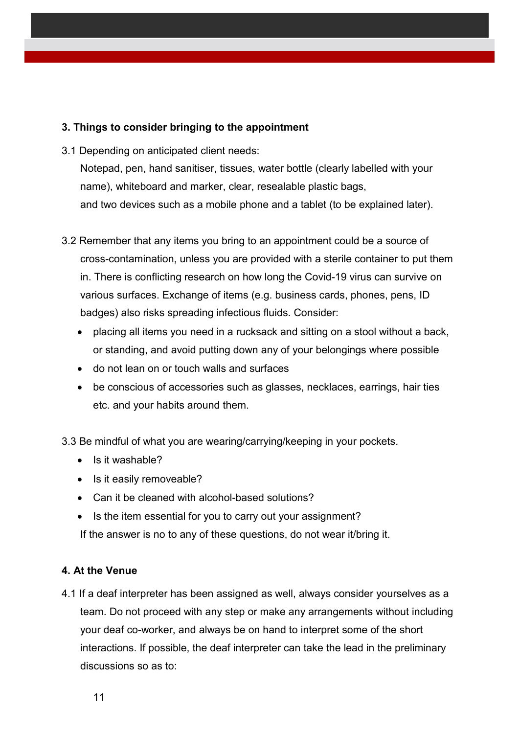### 3. Things to consider bringing to the appointment

3.1 Depending on anticipated client needs:
Notepad, pen, hand sanitiser, tissues, water bottle (clearly labelled with your name), whiteboard and marker, clear, resealable plastic bags, and two devices such as a mobile phone and a tablet (to be explained later).

3.2 Remember that any items you bring to an appointment could be a source of cross-contamination, unless you are provided with a sterile container to put them in. There is conflicting research on how long the Covid-19 virus can survive on various surfaces. Exchange of items (e.g. business cards, phones, pens, ID badges) also risks spreading infectious fluids. Consider:

- placing all items you need in a rucksack and sitting on a stool without a back, or standing, and avoid putting down any of your belongings where possible
- do not lean on or touch walls and surfaces
- be conscious of accessories such as glasses, necklaces, earrings, hair ties etc. and your habits around them.

3.3 Be mindful of what you are wearing/carrying/keeping in your pockets.

- Is it washable?
- Is it easily removeable?
- Can it be cleaned with alcohol-based solutions?
- Is the item essential for you to carry out your assignment?

If the answer is no to any of these questions, do not wear it/bring it.

### 4. At the Venue

4.1 If a deaf interpreter has been assigned as well, always consider yourselves as a team. Do not proceed with any step or make any arrangements without including your deaf co-worker, and always be on hand to interpret some of the short interactions. If possible, the deaf interpreter can take the lead in the preliminary discussions so as to: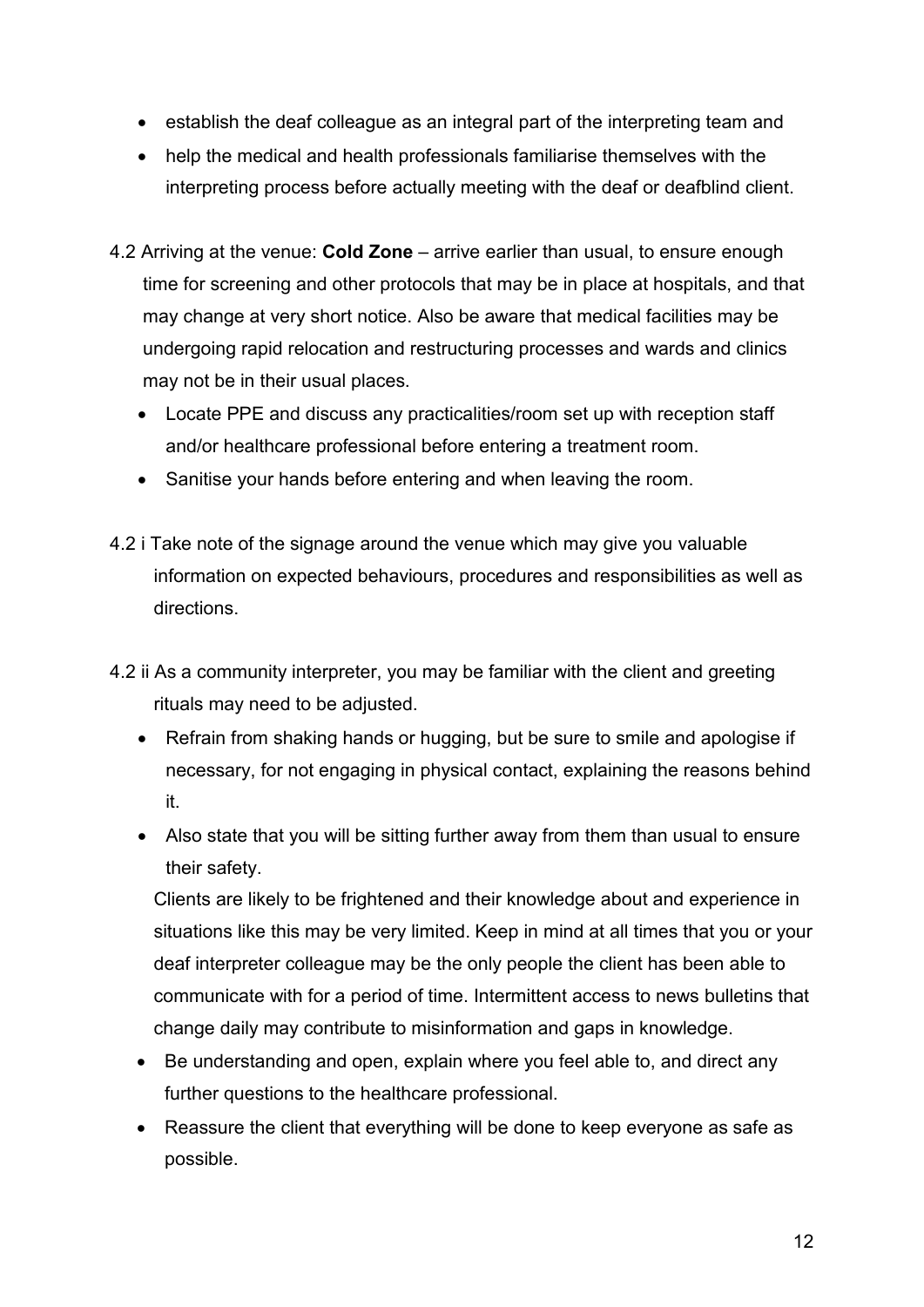- establish the deaf colleague as an integral part of the interpreting team and
- help the medical and health professionals familiarise themselves with the interpreting process before actually meeting with the deaf or deafblind client.

4.2 Arriving at the venue: **Cold Zone** – arrive earlier than usual, to ensure enough time for screening and other protocols that may be in place at hospitals, and that may change at very short notice. Also be aware that medical facilities may be undergoing rapid relocation and restructuring processes and wards and clinics may not be in their usual places.

- Locate PPE and discuss any practicalities/room set up with reception staff and/or healthcare professional before entering a treatment room.
- Sanitise your hands before entering and when leaving the room.

4.2 i Take note of the signage around the venue which may give you valuable information on expected behaviours, procedures and responsibilities as well as directions.

4.2 ii As a community interpreter, you may be familiar with the client and greeting rituals may need to be adjusted.

- Refrain from shaking hands or hugging, but be sure to smile and apologise if necessary, for not engaging in physical contact, explaining the reasons behind it.
- Also state that you will be sitting further away from them than usual to ensure their safety.

Clients are likely to be frightened and their knowledge about and experience in situations like this may be very limited. Keep in mind at all times that you or your deaf interpreter colleague may be the only people the client has been able to communicate with for a period of time. Intermittent access to news bulletins that change daily may contribute to misinformation and gaps in knowledge.

- Be understanding and open, explain where you feel able to, and direct any further questions to the healthcare professional.
- Reassure the client that everything will be done to keep everyone as safe as possible.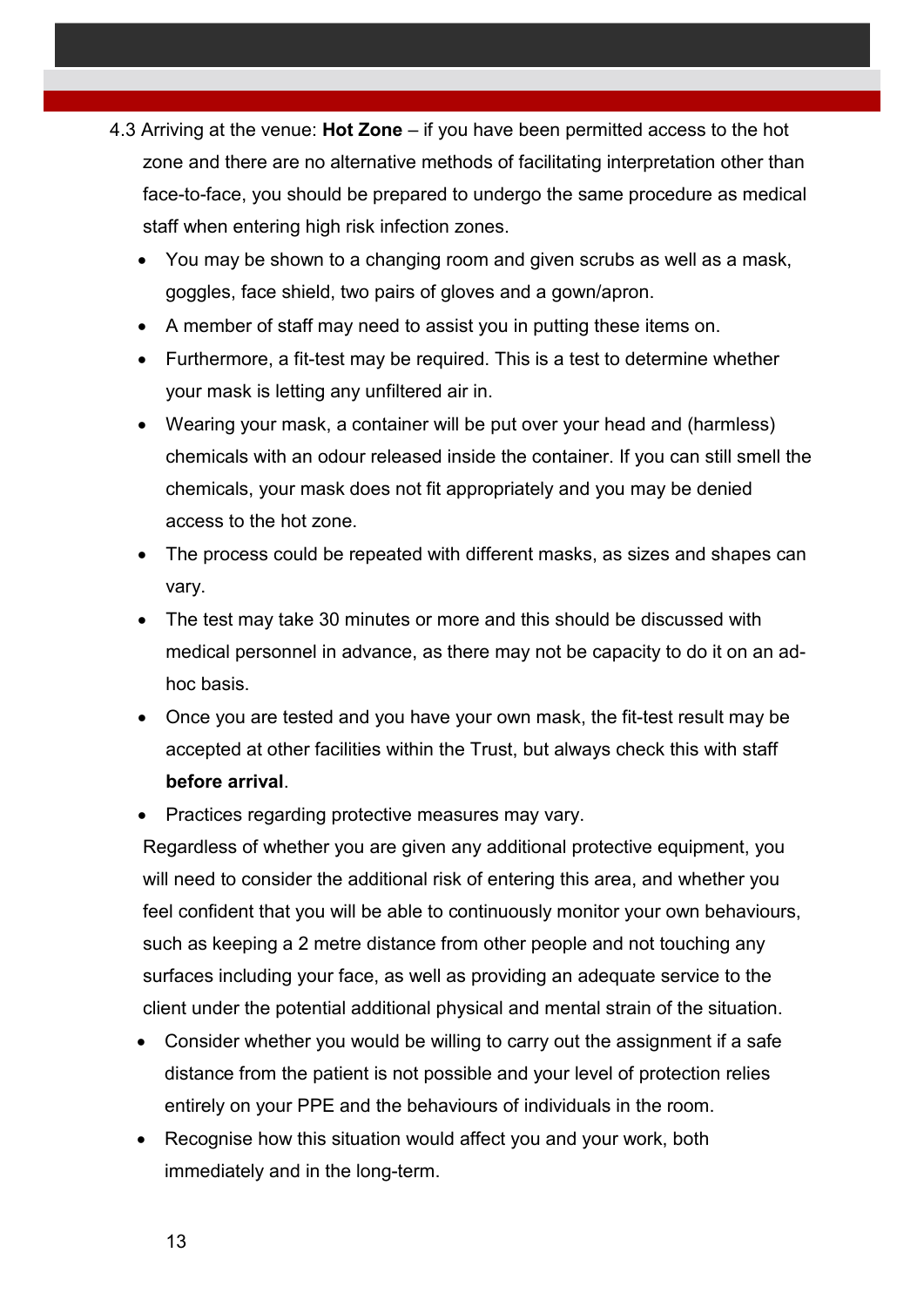4.3 Arriving at the venue: **Hot Zone** – if you have been permitted access to the hot zone and there are no alternative methods of facilitating interpretation other than face-to-face, you should be prepared to undergo the same procedure as medical staff when entering high risk infection zones.

- You may be shown to a changing room and given scrubs as well as a mask, goggles, face shield, two pairs of gloves and a gown/apron.
- A member of staff may need to assist you in putting these items on.
- Furthermore, a fit-test may be required. This is a test to determine whether your mask is letting any unfiltered air in.
- Wearing your mask, a container will be put over your head and (harmless) chemicals with an odour released inside the container. If you can still smell the chemicals, your mask does not fit appropriately and you may be denied access to the hot zone.
- The process could be repeated with different masks, as sizes and shapes can vary.
- The test may take 30 minutes or more and this should be discussed with medical personnel in advance, as there may not be capacity to do it on an ad-hoc basis.
- Once you are tested and you have your own mask, the fit-test result may be accepted at other facilities within the Trust, but always check this with staff **before arrival**.
- Practices regarding protective measures may vary.

Regardless of whether you are given any additional protective equipment, you will need to consider the additional risk of entering this area, and whether you feel confident that you will be able to continuously monitor your own behaviours, such as keeping a 2 metre distance from other people and not touching any surfaces including your face, as well as providing an adequate service to the client under the potential additional physical and mental strain of the situation.

- Consider whether you would be willing to carry out the assignment if a safe distance from the patient is not possible and your level of protection relies entirely on your PPE and the behaviours of individuals in the room.
- Recognise how this situation would affect you and your work, both immediately and in the long-term.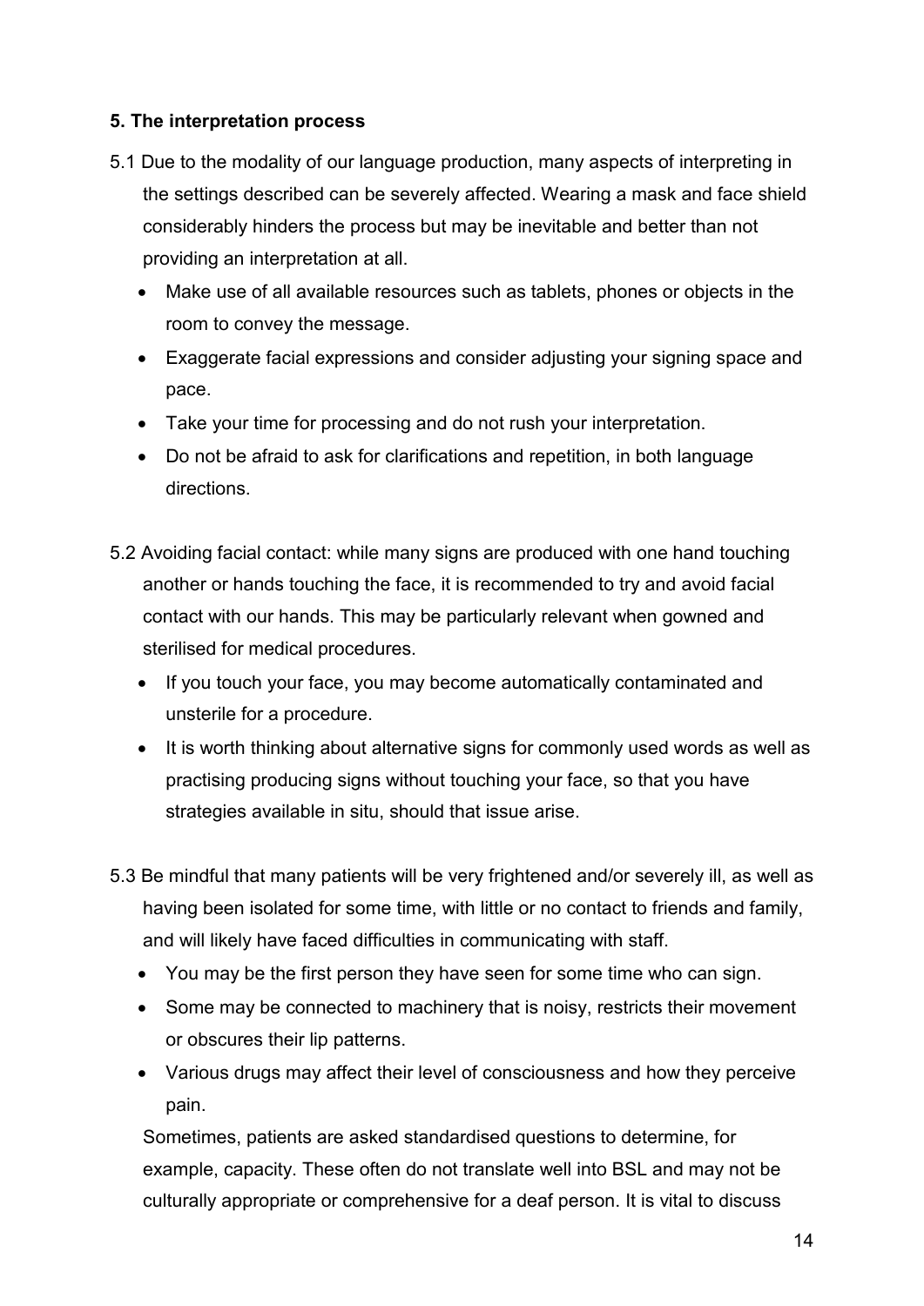**5. The interpretation process**

5.1 Due to the modality of our language production, many aspects of interpreting in the settings described can be severely affected. Wearing a mask and face shield considerably hinders the process but may be inevitable and better than not providing an interpretation at all.

- Make use of all available resources such as tablets, phones or objects in the room to convey the message.
- Exaggerate facial expressions and consider adjusting your signing space and pace.
- Take your time for processing and do not rush your interpretation.
- Do not be afraid to ask for clarifications and repetition, in both language directions.

5.2 Avoiding facial contact: while many signs are produced with one hand touching another or hands touching the face, it is recommended to try and avoid facial contact with our hands. This may be particularly relevant when gowned and sterilised for medical procedures.

- If you touch your face, you may become automatically contaminated and unsterile for a procedure.
- It is worth thinking about alternative signs for commonly used words as well as practising producing signs without touching your face, so that you have strategies available in situ, should that issue arise.

5.3 Be mindful that many patients will be very frightened and/or severely ill, as well as having been isolated for some time, with little or no contact to friends and family, and will likely have faced difficulties in communicating with staff.

- You may be the first person they have seen for some time who can sign.
- Some may be connected to machinery that is noisy, restricts their movement or obscures their lip patterns.
- Various drugs may affect their level of consciousness and how they perceive pain.

Sometimes, patients are asked standardised questions to determine, for example, capacity. These often do not translate well into BSL and may not be culturally appropriate or comprehensive for a deaf person. It is vital to discuss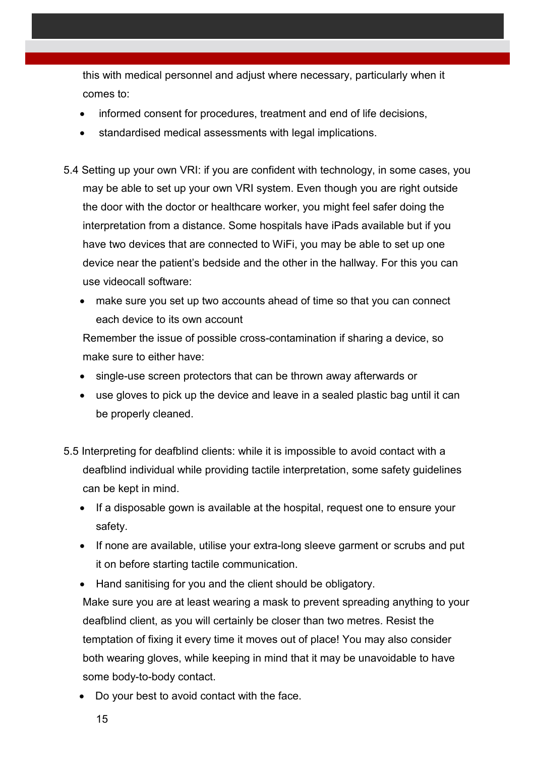this with medical personnel and adjust where necessary, particularly when it comes to:

- informed consent for procedures, treatment and end of life decisions,
- standardised medical assessments with legal implications.

5.4 Setting up your own VRI: if you are confident with technology, in some cases, you may be able to set up your own VRI system. Even though you are right outside the door with the doctor or healthcare worker, you might feel safer doing the interpretation from a distance. Some hospitals have iPads available but if you have two devices that are connected to WiFi, you may be able to set up one device near the patient's bedside and the other in the hallway. For this you can use videocall software:

- make sure you set up two accounts ahead of time so that you can connect each device to its own account

Remember the issue of possible cross-contamination if sharing a device, so make sure to either have:

- single-use screen protectors that can be thrown away afterwards or
- use gloves to pick up the device and leave in a sealed plastic bag until it can be properly cleaned.

5.5 Interpreting for deafblind clients: while it is impossible to avoid contact with a deafblind individual while providing tactile interpretation, some safety guidelines can be kept in mind.

- If a disposable gown is available at the hospital, request one to ensure your safety.
- If none are available, utilise your extra-long sleeve garment or scrubs and put it on before starting tactile communication.
- Hand sanitising for you and the client should be obligatory.

Make sure you are at least wearing a mask to prevent spreading anything to your deafblind client, as you will certainly be closer than two metres. Resist the temptation of fixing it every time it moves out of place! You may also consider both wearing gloves, while keeping in mind that it may be unavoidable to have some body-to-body contact.

- Do your best to avoid contact with the face.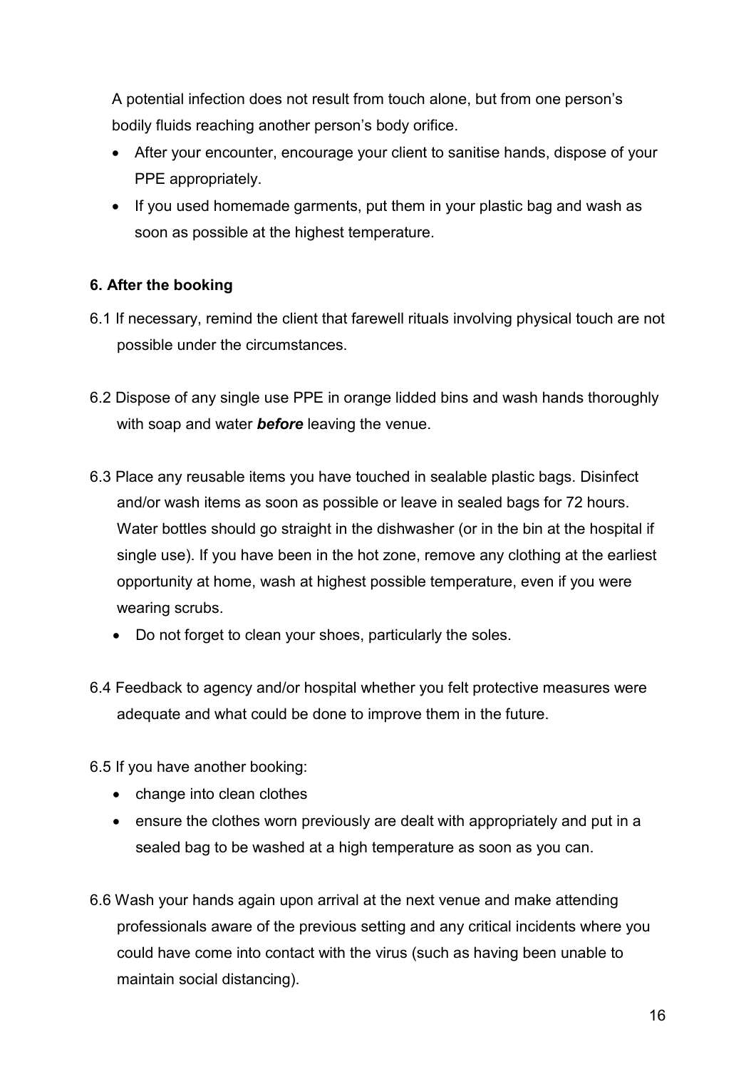A potential infection does not result from touch alone, but from one person's bodily fluids reaching another person's body orifice.

- After your encounter, encourage your client to sanitise hands, dispose of your PPE appropriately.
- If you used homemade garments, put them in your plastic bag and wash as soon as possible at the highest temperature.

**6. After the booking**

6.1 If necessary, remind the client that farewell rituals involving physical touch are not possible under the circumstances.

6.2 Dispose of any single use PPE in orange lidded bins and wash hands thoroughly with soap and water ***before*** leaving the venue.

6.3 Place any reusable items you have touched in sealable plastic bags. Disinfect and/or wash items as soon as possible or leave in sealed bags for 72 hours. Water bottles should go straight in the dishwasher (or in the bin at the hospital if single use). If you have been in the hot zone, remove any clothing at the earliest opportunity at home, wash at highest possible temperature, even if you were wearing scrubs.

- Do not forget to clean your shoes, particularly the soles.

6.4 Feedback to agency and/or hospital whether you felt protective measures were adequate and what could be done to improve them in the future.

6.5 If you have another booking:

- change into clean clothes
- ensure the clothes worn previously are dealt with appropriately and put in a sealed bag to be washed at a high temperature as soon as you can.

6.6 Wash your hands again upon arrival at the next venue and make attending professionals aware of the previous setting and any critical incidents where you could have come into contact with the virus (such as having been unable to maintain social distancing).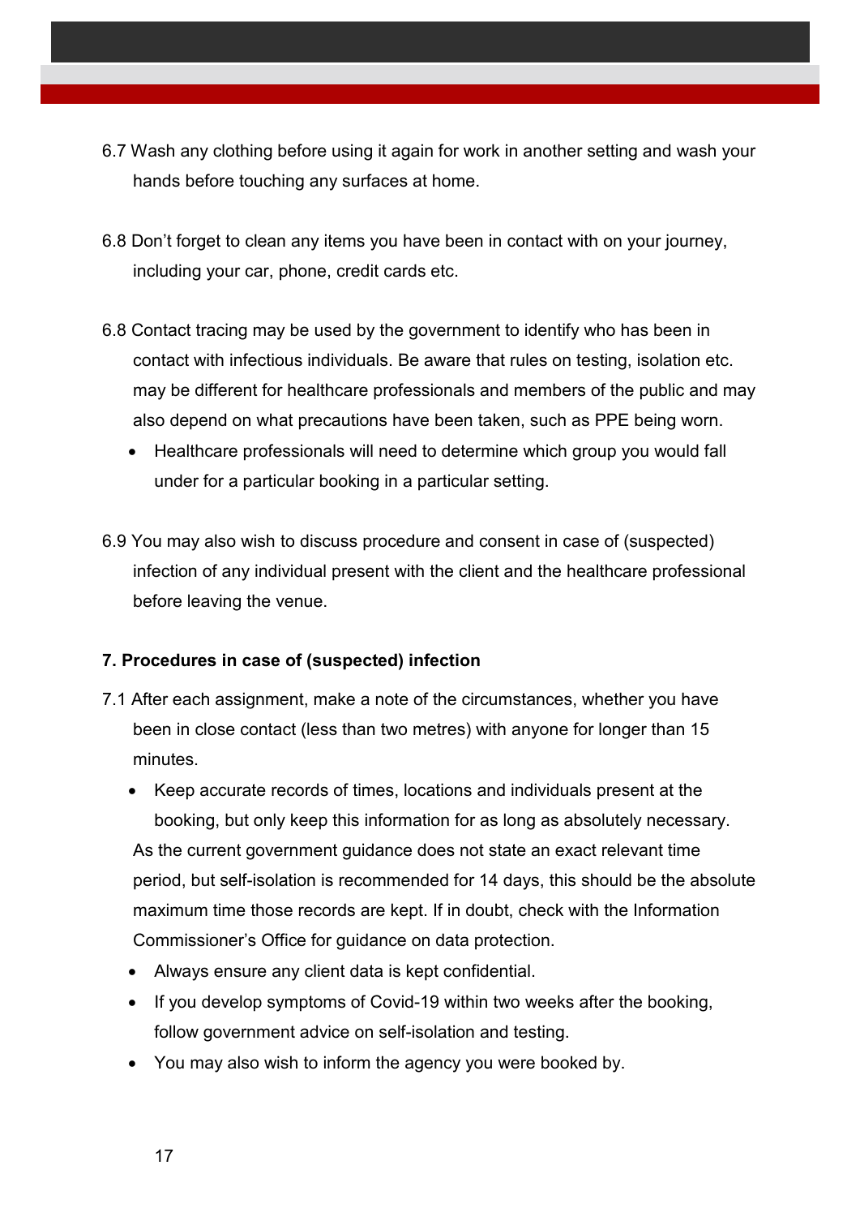6.7 Wash any clothing before using it again for work in another setting and wash your hands before touching any surfaces at home.

6.8 Don't forget to clean any items you have been in contact with on your journey, including your car, phone, credit cards etc.

6.8 Contact tracing may be used by the government to identify who has been in contact with infectious individuals. Be aware that rules on testing, isolation etc. may be different for healthcare professionals and members of the public and may also depend on what precautions have been taken, such as PPE being worn.

- Healthcare professionals will need to determine which group you would fall under for a particular booking in a particular setting.

6.9 You may also wish to discuss procedure and consent in case of (suspected) infection of any individual present with the client and the healthcare professional before leaving the venue.

**7. Procedures in case of (suspected) infection**

7.1 After each assignment, make a note of the circumstances, whether you have been in close contact (less than two metres) with anyone for longer than 15 minutes.

- Keep accurate records of times, locations and individuals present at the booking, but only keep this information for as long as absolutely necessary.

As the current government guidance does not state an exact relevant time period, but self-isolation is recommended for 14 days, this should be the absolute maximum time those records are kept. If in doubt, check with the Information Commissioner's Office for guidance on data protection.

- Always ensure any client data is kept confidential.
- If you develop symptoms of Covid-19 within two weeks after the booking, follow government advice on self-isolation and testing.
- You may also wish to inform the agency you were booked by.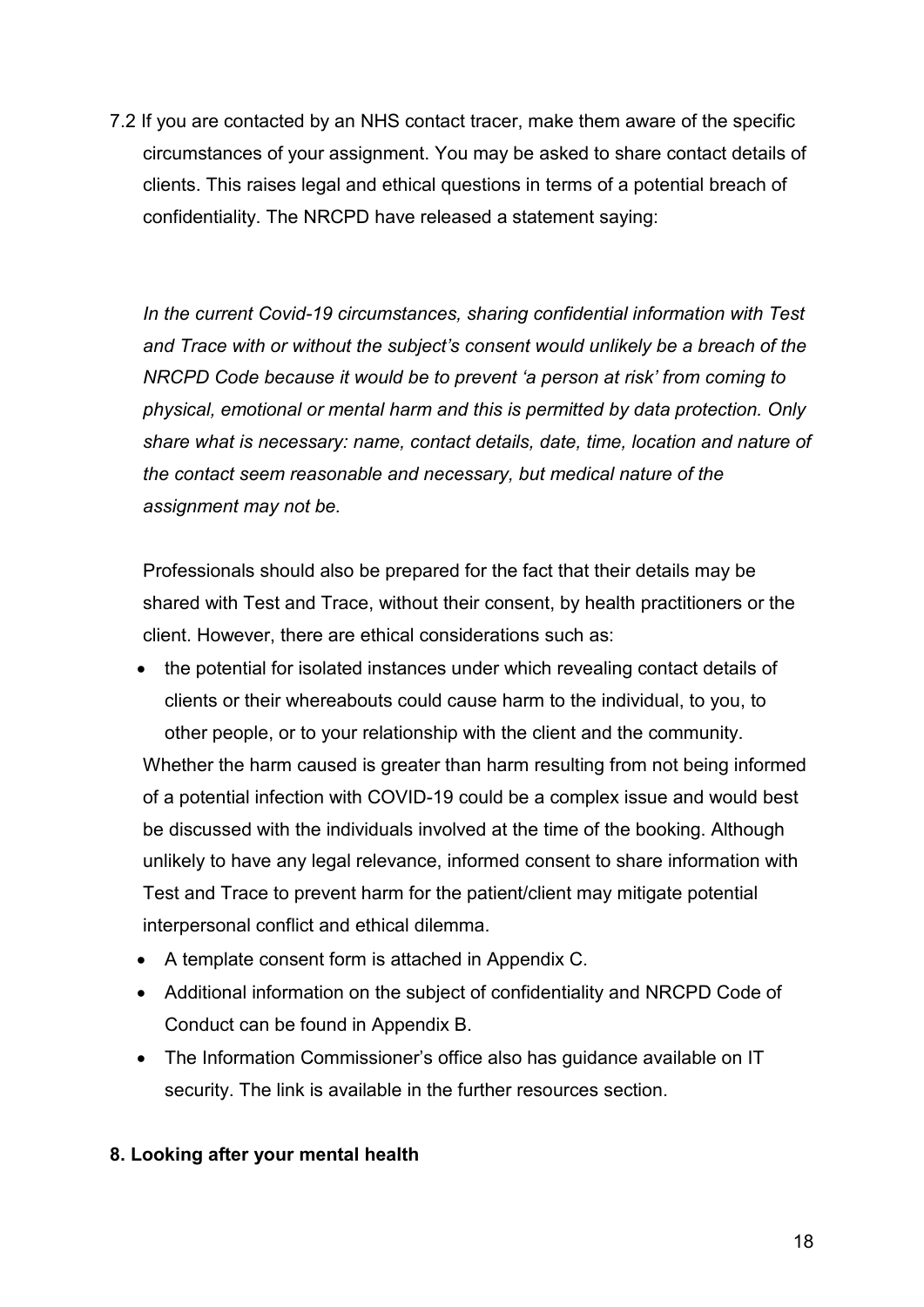7.2 If you are contacted by an NHS contact tracer, make them aware of the specific circumstances of your assignment. You may be asked to share contact details of clients. This raises legal and ethical questions in terms of a potential breach of confidentiality. The NRCPD have released a statement saying:

*In the current Covid-19 circumstances, sharing confidential information with Test and Trace with or without the subject's consent would unlikely be a breach of the NRCPD Code because it would be to prevent 'a person at risk' from coming to physical, emotional or mental harm and this is permitted by data protection. Only share what is necessary: name, contact details, date, time, location and nature of the contact seem reasonable and necessary, but medical nature of the assignment may not be.*

Professionals should also be prepared for the fact that their details may be shared with Test and Trace, without their consent, by health practitioners or the client. However, there are ethical considerations such as:

- the potential for isolated instances under which revealing contact details of clients or their whereabouts could cause harm to the individual, to you, to other people, or to your relationship with the client and the community.

Whether the harm caused is greater than harm resulting from not being informed of a potential infection with COVID-19 could be a complex issue and would best be discussed with the individuals involved at the time of the booking. Although unlikely to have any legal relevance, informed consent to share information with Test and Trace to prevent harm for the patient/client may mitigate potential interpersonal conflict and ethical dilemma.

- A template consent form is attached in Appendix C.
- Additional information on the subject of confidentiality and NRCPD Code of Conduct can be found in Appendix B.
- The Information Commissioner's office also has guidance available on IT security. The link is available in the further resources section.

## 8. Looking after your mental health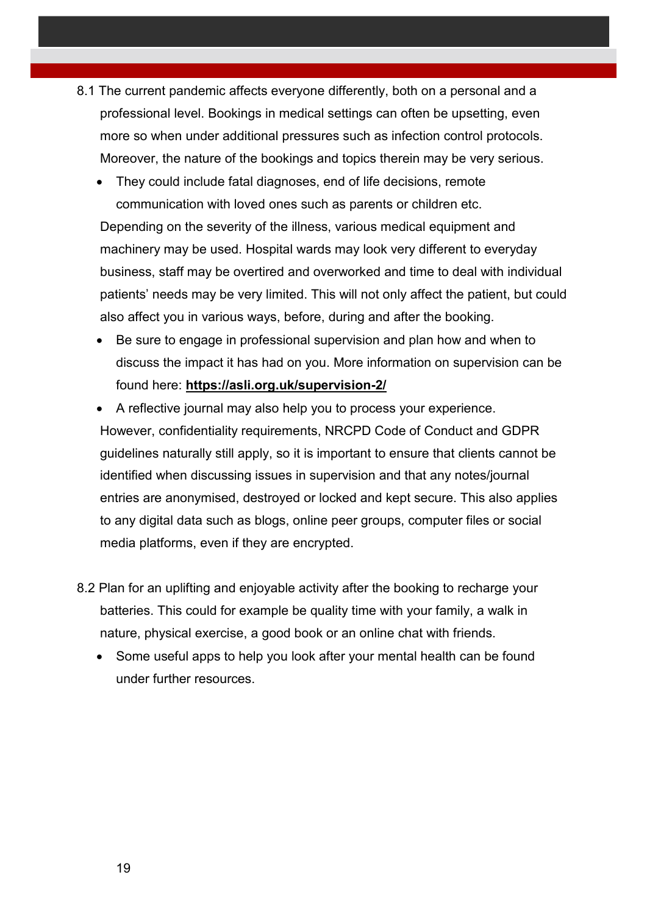8.1 The current pandemic affects everyone differently, both on a personal and a professional level. Bookings in medical settings can often be upsetting, even more so when under additional pressures such as infection control protocols. Moreover, the nature of the bookings and topics therein may be very serious.

- They could include fatal diagnoses, end of life decisions, remote communication with loved ones such as parents or children etc.

Depending on the severity of the illness, various medical equipment and machinery may be used. Hospital wards may look very different to everyday business, staff may be overtired and overworked and time to deal with individual patients' needs may be very limited. This will not only affect the patient, but could also affect you in various ways, before, during and after the booking.

- Be sure to engage in professional supervision and plan how and when to discuss the impact it has had on you. More information on supervision can be found here: **https://asli.org.uk/supervision-2/**
- A reflective journal may also help you to process your experience.

However, confidentiality requirements, NRCPD Code of Conduct and GDPR guidelines naturally still apply, so it is important to ensure that clients cannot be identified when discussing issues in supervision and that any notes/journal entries are anonymised, destroyed or locked and kept secure. This also applies to any digital data such as blogs, online peer groups, computer files or social media platforms, even if they are encrypted.

8.2 Plan for an uplifting and enjoyable activity after the booking to recharge your batteries. This could for example be quality time with your family, a walk in nature, physical exercise, a good book or an online chat with friends.

- Some useful apps to help you look after your mental health can be found under further resources.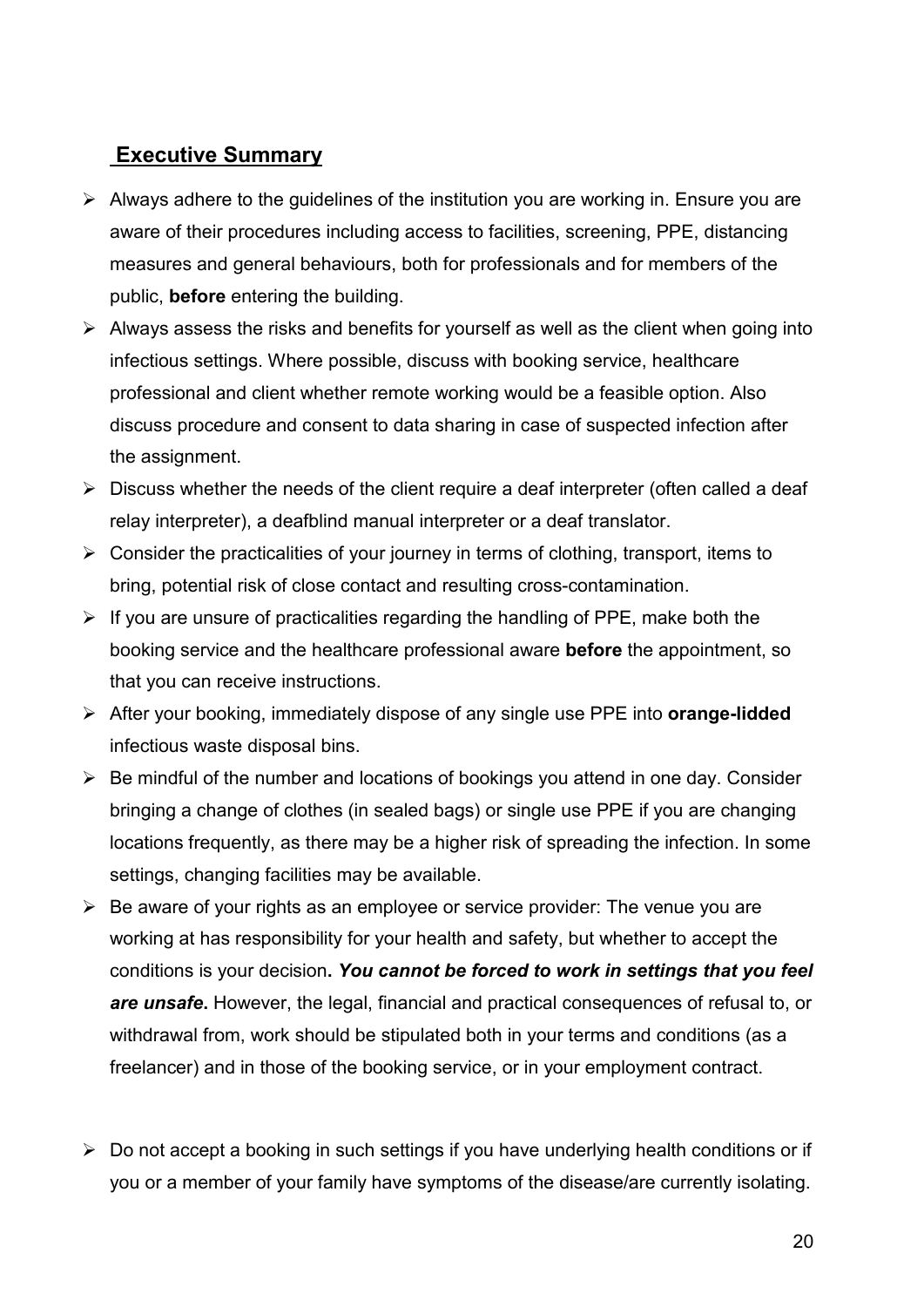## Executive Summary

- Always adhere to the guidelines of the institution you are working in. Ensure you are aware of their procedures including access to facilities, screening, PPE, distancing measures and general behaviours, both for professionals and for members of the public, **before** entering the building.
- Always assess the risks and benefits for yourself as well as the client when going into infectious settings. Where possible, discuss with booking service, healthcare professional and client whether remote working would be a feasible option. Also discuss procedure and consent to data sharing in case of suspected infection after the assignment.
- Discuss whether the needs of the client require a deaf interpreter (often called a deaf relay interpreter), a deafblind manual interpreter or a deaf translator.
- Consider the practicalities of your journey in terms of clothing, transport, items to bring, potential risk of close contact and resulting cross-contamination.
- If you are unsure of practicalities regarding the handling of PPE, make both the booking service and the healthcare professional aware **before** the appointment, so that you can receive instructions.
- After your booking, immediately dispose of any single use PPE into **orange-lidded** infectious waste disposal bins.
- Be mindful of the number and locations of bookings you attend in one day. Consider bringing a change of clothes (in sealed bags) or single use PPE if you are changing locations frequently, as there may be a higher risk of spreading the infection. In some settings, changing facilities may be available.
- Be aware of your rights as an employee or service provider: The venue you are working at has responsibility for your health and safety, but whether to accept the conditions is your decision**. *You cannot be forced to work in settings that you feel are unsafe*.** However, the legal, financial and practical consequences of refusal to, or withdrawal from, work should be stipulated both in your terms and conditions (as a freelancer) and in those of the booking service, or in your employment contract.
- Do not accept a booking in such settings if you have underlying health conditions or if you or a member of your family have symptoms of the disease/are currently isolating.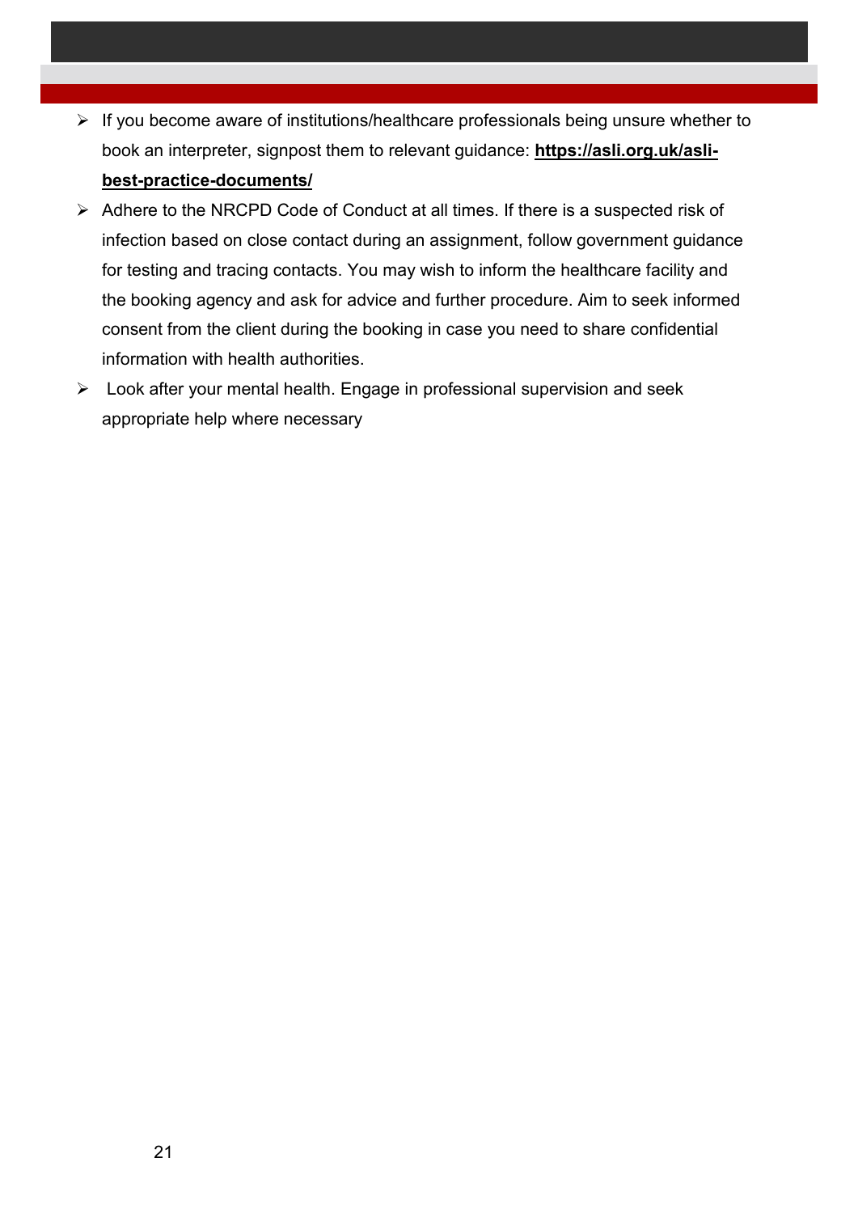- If you become aware of institutions/healthcare professionals being unsure whether to book an interpreter, signpost them to relevant guidance: **https://asli.org.uk/asli-best-practice-documents/**
- Adhere to the NRCPD Code of Conduct at all times. If there is a suspected risk of infection based on close contact during an assignment, follow government guidance for testing and tracing contacts. You may wish to inform the healthcare facility and the booking agency and ask for advice and further procedure. Aim to seek informed consent from the client during the booking in case you need to share confidential information with health authorities.
- Look after your mental health. Engage in professional supervision and seek appropriate help where necessary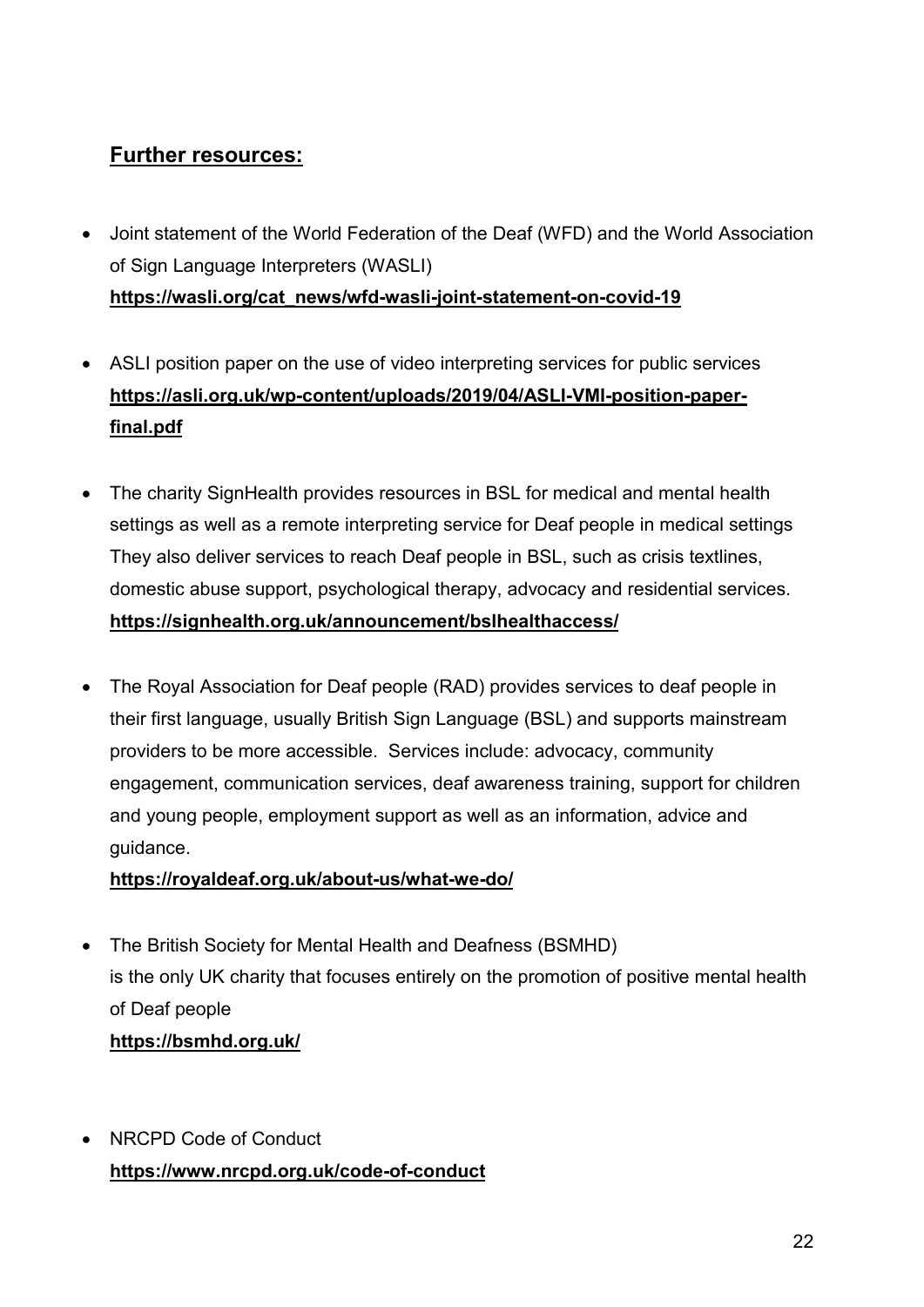## Further resources:

- Joint statement of the World Federation of the Deaf (WFD) and the World Association of Sign Language Interpreters (WASLI)
  **https://wasli.org/cat_news/wfd-wasli-joint-statement-on-covid-19**

- ASLI position paper on the use of video interpreting services for public services
  **https://asli.org.uk/wp-content/uploads/2019/04/ASLI-VMI-position-paper-final.pdf**

- The charity SignHealth provides resources in BSL for medical and mental health settings as well as a remote interpreting service for Deaf people in medical settings They also deliver services to reach Deaf people in BSL, such as crisis textlines, domestic abuse support, psychological therapy, advocacy and residential services.
  **https://signhealth.org.uk/announcement/bslhealthaccess/**

- The Royal Association for Deaf people (RAD) provides services to deaf people in their first language, usually British Sign Language (BSL) and supports mainstream providers to be more accessible. Services include: advocacy, community engagement, communication services, deaf awareness training, support for children and young people, employment support as well as an information, advice and guidance.
  **https://royaldeaf.org.uk/about-us/what-we-do/**

- The British Society for Mental Health and Deafness (BSMHD) is the only UK charity that focuses entirely on the promotion of positive mental health of Deaf people
  **https://bsmhd.org.uk/**

- NRCPD Code of Conduct
  **https://www.nrcpd.org.uk/code-of-conduct**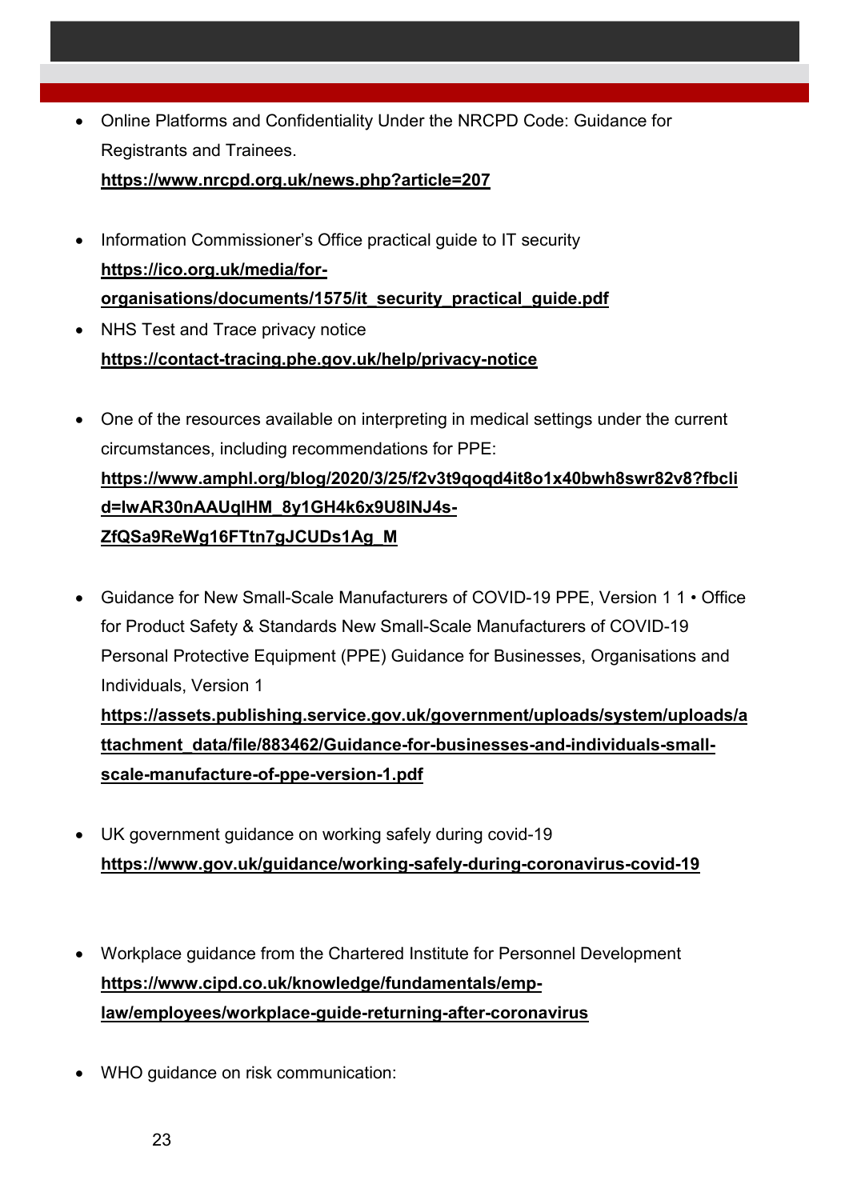- Online Platforms and Confidentiality Under the NRCPD Code: Guidance for Registrants and Trainees.
  **https://www.nrcpd.org.uk/news.php?article=207**

- Information Commissioner's Office practical guide to IT security
  **https://ico.org.uk/media/for-organisations/documents/1575/it_security_practical_guide.pdf**
- NHS Test and Trace privacy notice
  **https://contact-tracing.phe.gov.uk/help/privacy-notice**

- One of the resources available on interpreting in medical settings under the current circumstances, including recommendations for PPE:
  **https://www.amphl.org/blog/2020/3/25/f2v3t9qoqd4it8o1x40bwh8swr82v8?fbclid=IwAR30nAAUqlHM_8y1GH4k6x9U8INJ4s-ZfQSa9ReWg16FTtn7gJCUDs1Ag_M**

- Guidance for New Small-Scale Manufacturers of COVID-19 PPE, Version 1 1 • Office for Product Safety & Standards New Small-Scale Manufacturers of COVID-19 Personal Protective Equipment (PPE) Guidance for Businesses, Organisations and Individuals, Version 1
  **https://assets.publishing.service.gov.uk/government/uploads/system/uploads/attachment_data/file/883462/Guidance-for-businesses-and-individuals-small-scale-manufacture-of-ppe-version-1.pdf**

- UK government guidance on working safely during covid-19
  **https://www.gov.uk/guidance/working-safely-during-coronavirus-covid-19**

- Workplace guidance from the Chartered Institute for Personnel Development
  **https://www.cipd.co.uk/knowledge/fundamentals/emp-law/employees/workplace-guide-returning-after-coronavirus**

- WHO guidance on risk communication: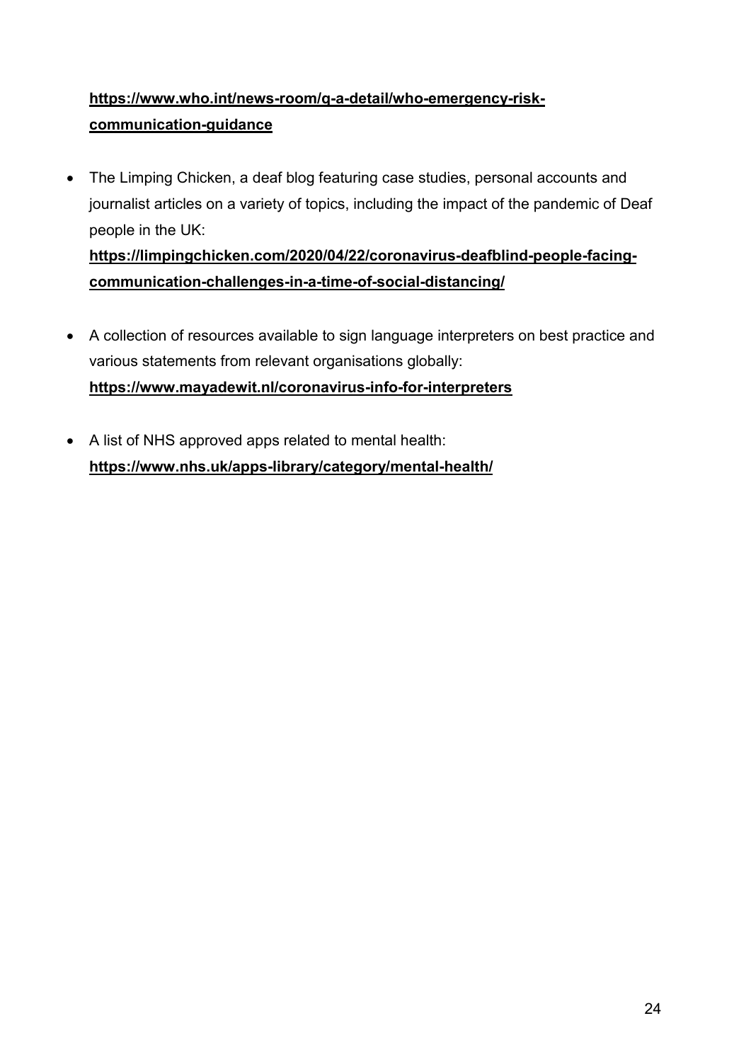**https://www.who.int/news-room/q-a-detail/who-emergency-risk-communication-guidance**

- The Limping Chicken, a deaf blog featuring case studies, personal accounts and journalist articles on a variety of topics, including the impact of the pandemic of Deaf people in the UK: **https://limpingchicken.com/2020/04/22/coronavirus-deafblind-people-facing-communication-challenges-in-a-time-of-social-distancing/**

- A collection of resources available to sign language interpreters on best practice and various statements from relevant organisations globally: **https://www.mayadewit.nl/coronavirus-info-for-interpreters**

- A list of NHS approved apps related to mental health: **https://www.nhs.uk/apps-library/category/mental-health/**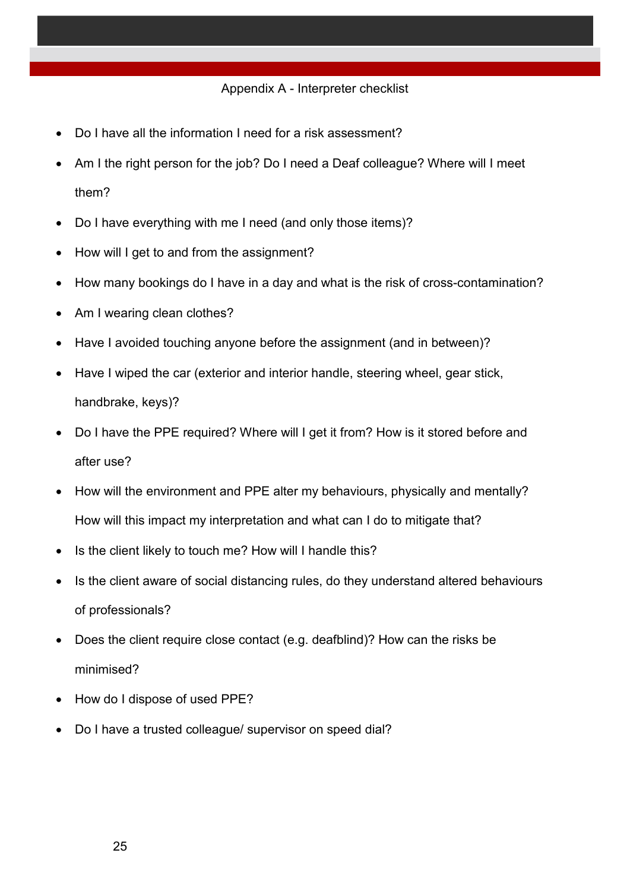## Appendix A - Interpreter checklist

- Do I have all the information I need for a risk assessment?
- Am I the right person for the job? Do I need a Deaf colleague? Where will I meet them?
- Do I have everything with me I need (and only those items)?
- How will I get to and from the assignment?
- How many bookings do I have in a day and what is the risk of cross-contamination?
- Am I wearing clean clothes?
- Have I avoided touching anyone before the assignment (and in between)?
- Have I wiped the car (exterior and interior handle, steering wheel, gear stick, handbrake, keys)?
- Do I have the PPE required? Where will I get it from? How is it stored before and after use?
- How will the environment and PPE alter my behaviours, physically and mentally? How will this impact my interpretation and what can I do to mitigate that?
- Is the client likely to touch me? How will I handle this?
- Is the client aware of social distancing rules, do they understand altered behaviours of professionals?
- Does the client require close contact (e.g. deafblind)? How can the risks be minimised?
- How do I dispose of used PPE?
- Do I have a trusted colleague/ supervisor on speed dial?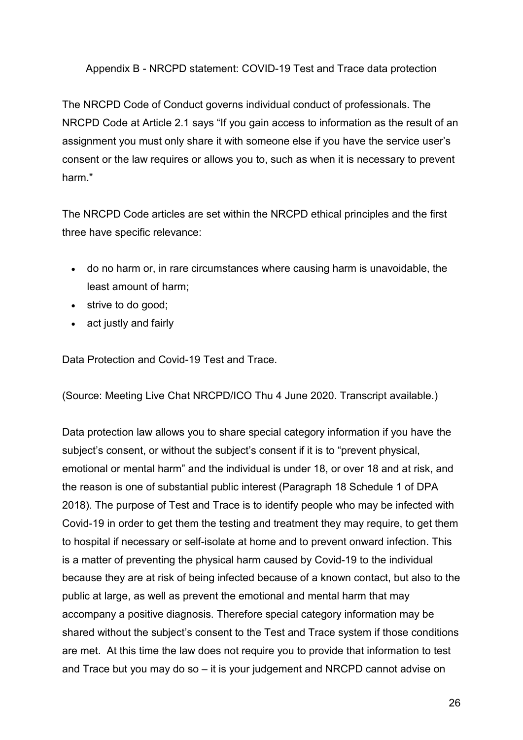## Appendix B - NRCPD statement: COVID-19 Test and Trace data protection

The NRCPD Code of Conduct governs individual conduct of professionals. The NRCPD Code at Article 2.1 says “If you gain access to information as the result of an assignment you must only share it with someone else if you have the service user’s consent or the law requires or allows you to, such as when it is necessary to prevent harm."

The NRCPD Code articles are set within the NRCPD ethical principles and the first three have specific relevance:

- do no harm or, in rare circumstances where causing harm is unavoidable, the least amount of harm;
- strive to do good;
- act justly and fairly

Data Protection and Covid-19 Test and Trace.

(Source: Meeting Live Chat NRCPD/ICO Thu 4 June 2020. Transcript available.)

Data protection law allows you to share special category information if you have the subject’s consent, or without the subject’s consent if it is to “prevent physical, emotional or mental harm” and the individual is under 18, or over 18 and at risk, and the reason is one of substantial public interest (Paragraph 18 Schedule 1 of DPA 2018). The purpose of Test and Trace is to identify people who may be infected with Covid-19 in order to get them the testing and treatment they may require, to get them to hospital if necessary or self-isolate at home and to prevent onward infection. This is a matter of preventing the physical harm caused by Covid-19 to the individual because they are at risk of being infected because of a known contact, but also to the public at large, as well as prevent the emotional and mental harm that may accompany a positive diagnosis. Therefore special category information may be shared without the subject’s consent to the Test and Trace system if those conditions are met. At this time the law does not require you to provide that information to test and Trace but you may do so – it is your judgement and NRCPD cannot advise on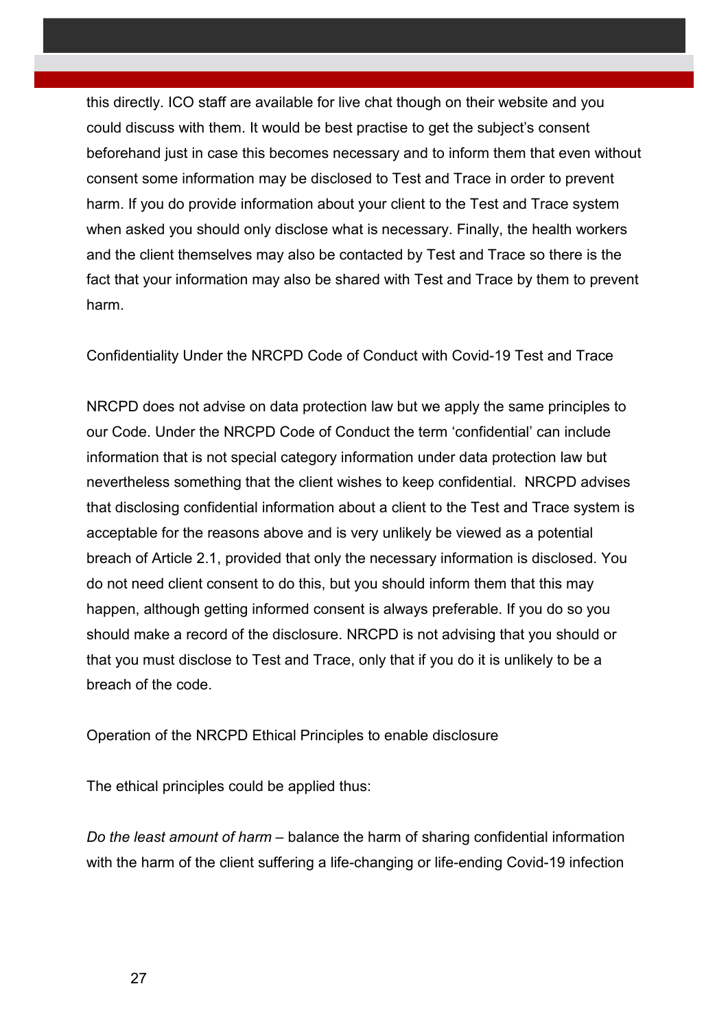this directly. ICO staff are available for live chat though on their website and you could discuss with them. It would be best practise to get the subject's consent beforehand just in case this becomes necessary and to inform them that even without consent some information may be disclosed to Test and Trace in order to prevent harm. If you do provide information about your client to the Test and Trace system when asked you should only disclose what is necessary. Finally, the health workers and the client themselves may also be contacted by Test and Trace so there is the fact that your information may also be shared with Test and Trace by them to prevent harm.

Confidentiality Under the NRCPD Code of Conduct with Covid-19 Test and Trace

NRCPD does not advise on data protection law but we apply the same principles to our Code. Under the NRCPD Code of Conduct the term 'confidential' can include information that is not special category information under data protection law but nevertheless something that the client wishes to keep confidential. NRCPD advises that disclosing confidential information about a client to the Test and Trace system is acceptable for the reasons above and is very unlikely be viewed as a potential breach of Article 2.1, provided that only the necessary information is disclosed. You do not need client consent to do this, but you should inform them that this may happen, although getting informed consent is always preferable. If you do so you should make a record of the disclosure. NRCPD is not advising that you should or that you must disclose to Test and Trace, only that if you do it is unlikely to be a breach of the code.

Operation of the NRCPD Ethical Principles to enable disclosure

The ethical principles could be applied thus:

*Do the least amount of harm* – balance the harm of sharing confidential information with the harm of the client suffering a life-changing or life-ending Covid-19 infection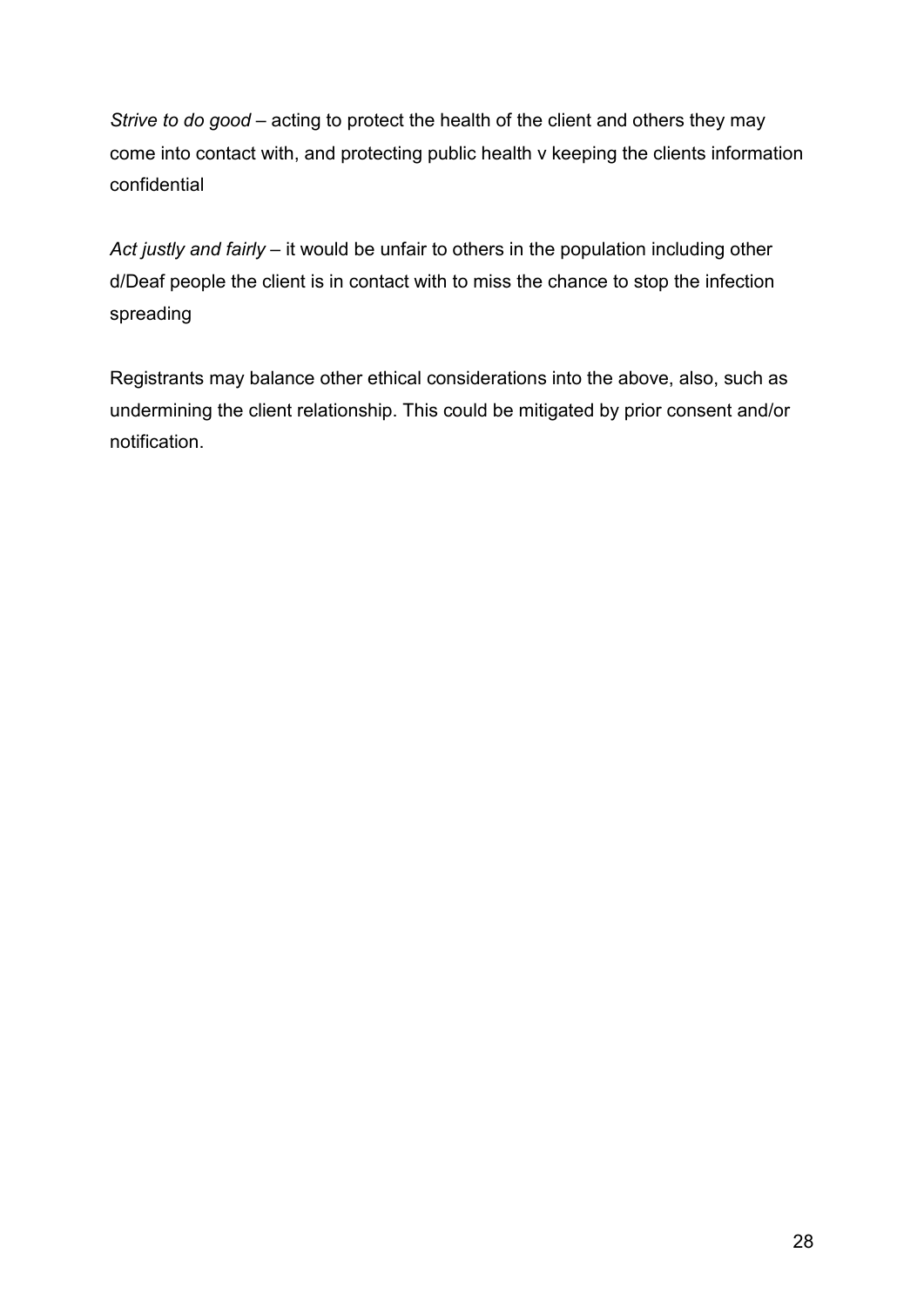*Strive to do good* – acting to protect the health of the client and others they may come into contact with, and protecting public health v keeping the clients information confidential

*Act justly and fairly* – it would be unfair to others in the population including other d/Deaf people the client is in contact with to miss the chance to stop the infection spreading

Registrants may balance other ethical considerations into the above, also, such as undermining the client relationship. This could be mitigated by prior consent and/or notification.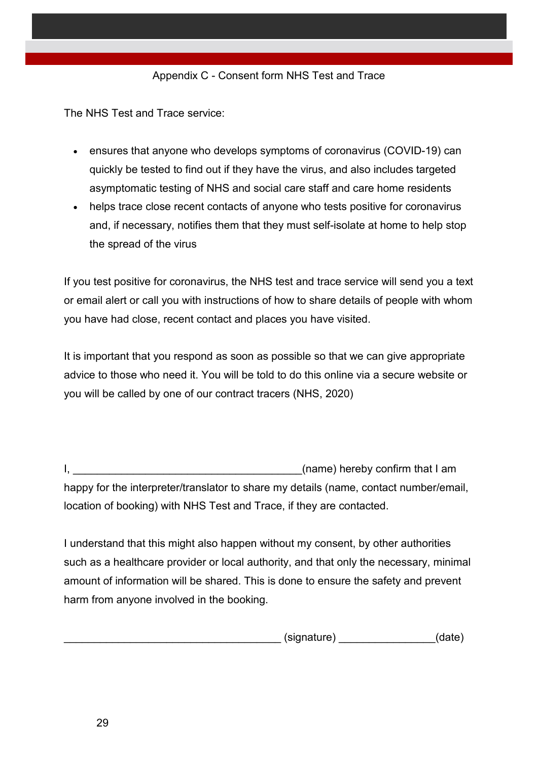## Appendix C - Consent form NHS Test and Trace

The NHS Test and Trace service:

- ensures that anyone who develops symptoms of coronavirus (COVID-19) can quickly be tested to find out if they have the virus, and also includes targeted asymptomatic testing of NHS and social care staff and care home residents
- helps trace close recent contacts of anyone who tests positive for coronavirus and, if necessary, notifies them that they must self-isolate at home to help stop the spread of the virus

If you test positive for coronavirus, the NHS test and trace service will send you a text or email alert or call you with instructions of how to share details of people with whom you have had close, recent contact and places you have visited.

It is important that you respond as soon as possible so that we can give appropriate advice to those who need it. You will be told to do this online via a secure website or you will be called by one of our contract tracers (NHS, 2020)

I, _______________________________________(name) hereby confirm that I am happy for the interpreter/translator to share my details (name, contact number/email, location of booking) with NHS Test and Trace, if they are contacted.

I understand that this might also happen without my consent, by other authorities such as a healthcare provider or local authority, and that only the necessary, minimal amount of information will be shared. This is done to ensure the safety and prevent harm from anyone involved in the booking.

_____________________________________ (signature) ________________(date)